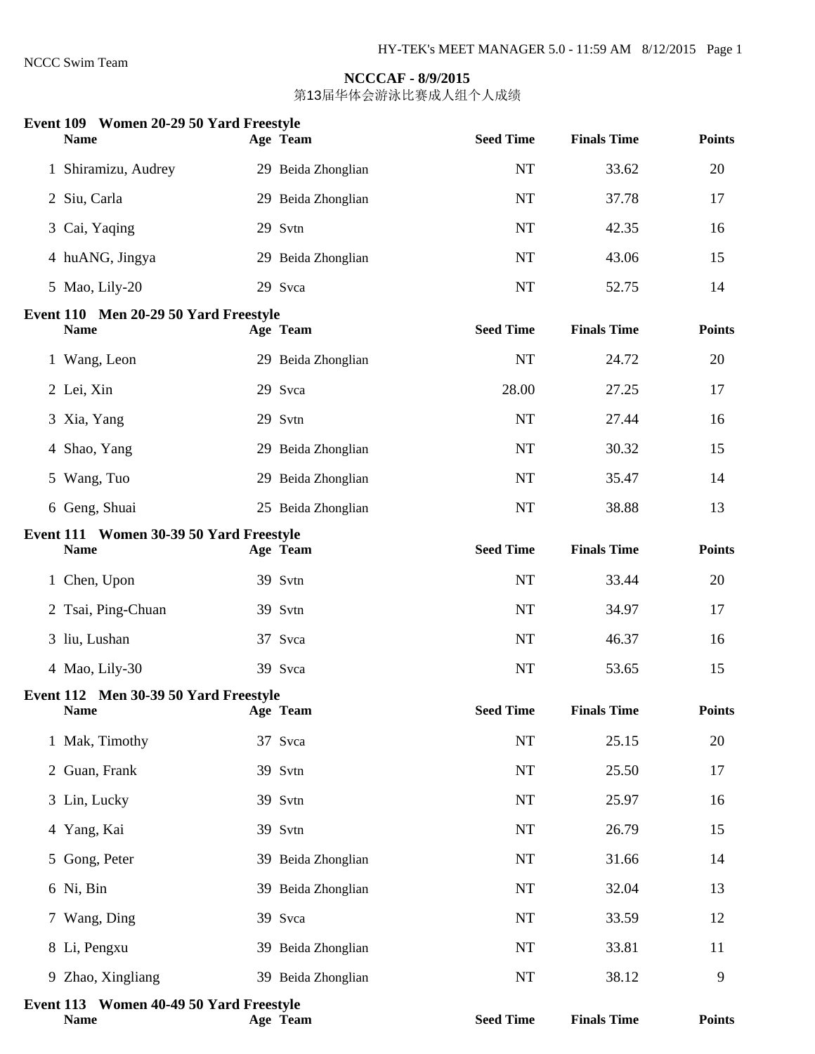NCCC Swim Team

# NCCCAF - 8/9/2015

第13届华体会游泳比赛成人组个人成绩

## Event 109 Women 20-29 50 Yard Freestyle

| | Name | Age | Team | Seed Time | Finals Time | Points |
|---|---|---|---|---|---|---|
| 1 | Shiramizu, Audrey | 29 | Beida Zhonglian | NT | 33.62 | 20 |
| 2 | Siu, Carla | 29 | Beida Zhonglian | NT | 37.78 | 17 |
| 3 | Cai, Yaqing | 29 | Svtn | NT | 42.35 | 16 |
| 4 | huANG, Jingya | 29 | Beida Zhonglian | NT | 43.06 | 15 |
| 5 | Mao, Lily-20 | 29 | Svca | NT | 52.75 | 14 |

## Event 110 Men 20-29 50 Yard Freestyle

| | Name | Age | Team | Seed Time | Finals Time | Points |
|---|---|---|---|---|---|---|
| 1 | Wang, Leon | 29 | Beida Zhonglian | NT | 24.72 | 20 |
| 2 | Lei, Xin | 29 | Svca | 28.00 | 27.25 | 17 |
| 3 | Xia, Yang | 29 | Svtn | NT | 27.44 | 16 |
| 4 | Shao, Yang | 29 | Beida Zhonglian | NT | 30.32 | 15 |
| 5 | Wang, Tuo | 29 | Beida Zhonglian | NT | 35.47 | 14 |
| 6 | Geng, Shuai | 25 | Beida Zhonglian | NT | 38.88 | 13 |

## Event 111 Women 30-39 50 Yard Freestyle

| | Name | Age | Team | Seed Time | Finals Time | Points |
|---|---|---|---|---|---|---|
| 1 | Chen, Upon | 39 | Svtn | NT | 33.44 | 20 |
| 2 | Tsai, Ping-Chuan | 39 | Svtn | NT | 34.97 | 17 |
| 3 | liu, Lushan | 37 | Svca | NT | 46.37 | 16 |
| 4 | Mao, Lily-30 | 39 | Svca | NT | 53.65 | 15 |

## Event 112 Men 30-39 50 Yard Freestyle

| | Name | Age | Team | Seed Time | Finals Time | Points |
|---|---|---|---|---|---|---|
| 1 | Mak, Timothy | 37 | Svca | NT | 25.15 | 20 |
| 2 | Guan, Frank | 39 | Svtn | NT | 25.50 | 17 |
| 3 | Lin, Lucky | 39 | Svtn | NT | 25.97 | 16 |
| 4 | Yang, Kai | 39 | Svtn | NT | 26.79 | 15 |
| 5 | Gong, Peter | 39 | Beida Zhonglian | NT | 31.66 | 14 |
| 6 | Ni, Bin | 39 | Beida Zhonglian | NT | 32.04 | 13 |
| 7 | Wang, Ding | 39 | Svca | NT | 33.59 | 12 |
| 8 | Li, Pengxu | 39 | Beida Zhonglian | NT | 33.81 | 11 |
| 9 | Zhao, Xingliang | 39 | Beida Zhonglian | NT | 38.12 | 9 |

## Event 113 Women 40-49 50 Yard Freestyle

| Name | Age | Team | Seed Time | Finals Time | Points |
|---|---|---|---|---|---|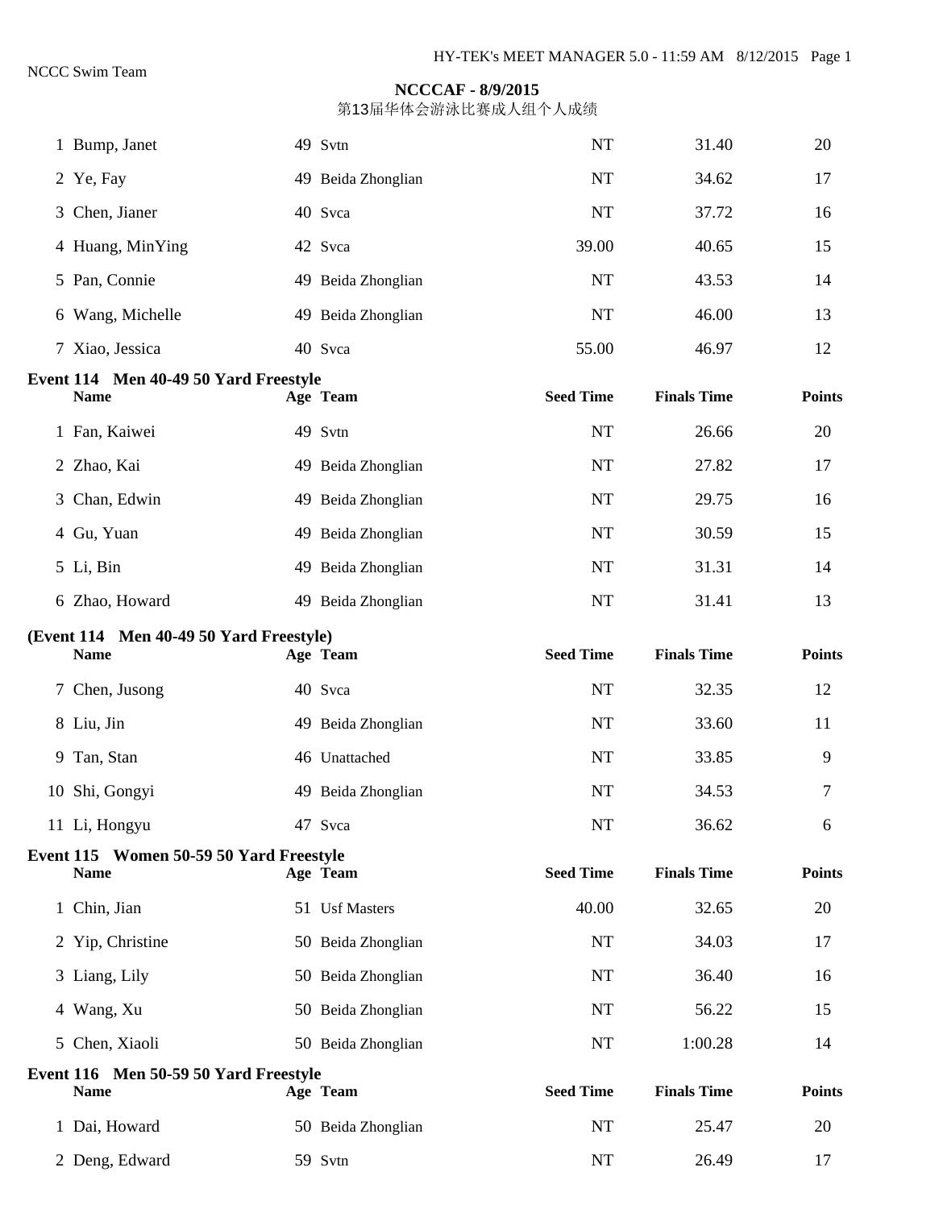**NCCCAF - 8/9/2015**
第13届华体会游泳比赛成人组个人成绩

| | Name | Age | Team | Seed Time | Finals Time | Points |
|---|---|---|---|---|---|---|
| 1 | Bump, Janet | 49 | Svtn | NT | 31.40 | 20 |
| 2 | Ye, Fay | 49 | Beida Zhonglian | NT | 34.62 | 17 |
| 3 | Chen, Jianer | 40 | Svca | NT | 37.72 | 16 |
| 4 | Huang, MinYing | 42 | Svca | 39.00 | 40.65 | 15 |
| 5 | Pan, Connie | 49 | Beida Zhonglian | NT | 43.53 | 14 |
| 6 | Wang, Michelle | 49 | Beida Zhonglian | NT | 46.00 | 13 |
| 7 | Xiao, Jessica | 40 | Svca | 55.00 | 46.97 | 12 |

**Event 114 Men 40-49 50 Yard Freestyle**

| | Name | Age | Team | Seed Time | Finals Time | Points |
|---|---|---|---|---|---|---|
| 1 | Fan, Kaiwei | 49 | Svtn | NT | 26.66 | 20 |
| 2 | Zhao, Kai | 49 | Beida Zhonglian | NT | 27.82 | 17 |
| 3 | Chan, Edwin | 49 | Beida Zhonglian | NT | 29.75 | 16 |
| 4 | Gu, Yuan | 49 | Beida Zhonglian | NT | 30.59 | 15 |
| 5 | Li, Bin | 49 | Beida Zhonglian | NT | 31.31 | 14 |
| 6 | Zhao, Howard | 49 | Beida Zhonglian | NT | 31.41 | 13 |
| 7 | Chen, Jusong | 40 | Svca | NT | 32.35 | 12 |
| 8 | Liu, Jin | 49 | Beida Zhonglian | NT | 33.60 | 11 |
| 9 | Tan, Stan | 46 | Unattached | NT | 33.85 | 9 |
| 10 | Shi, Gongyi | 49 | Beida Zhonglian | NT | 34.53 | 7 |
| 11 | Li, Hongyu | 47 | Svca | NT | 36.62 | 6 |

**Event 115 Women 50-59 50 Yard Freestyle**

| | Name | Age | Team | Seed Time | Finals Time | Points |
|---|---|---|---|---|---|---|
| 1 | Chin, Jian | 51 | Usf Masters | 40.00 | 32.65 | 20 |
| 2 | Yip, Christine | 50 | Beida Zhonglian | NT | 34.03 | 17 |
| 3 | Liang, Lily | 50 | Beida Zhonglian | NT | 36.40 | 16 |
| 4 | Wang, Xu | 50 | Beida Zhonglian | NT | 56.22 | 15 |
| 5 | Chen, Xiaoli | 50 | Beida Zhonglian | NT | 1:00.28 | 14 |

**Event 116 Men 50-59 50 Yard Freestyle**

| | Name | Age | Team | Seed Time | Finals Time | Points |
|---|---|---|---|---|---|---|
| 1 | Dai, Howard | 50 | Beida Zhonglian | NT | 25.47 | 20 |
| 2 | Deng, Edward | 59 | Svtn | NT | 26.49 | 17 |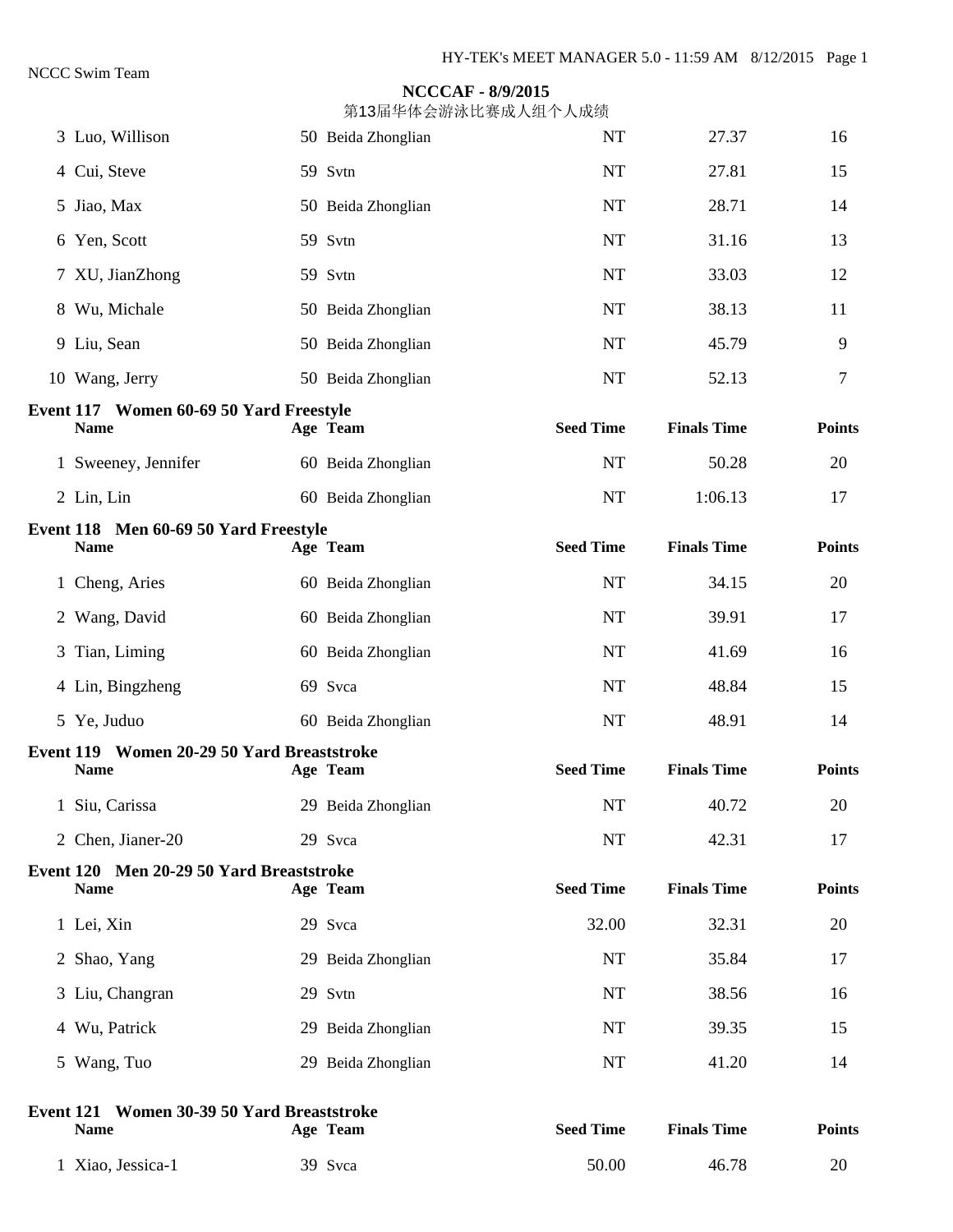**NCCCAF - 8/9/2015**

第13届华体会游泳比赛成人组个人成绩

| | Name | Age | Team | Seed Time | Finals Time | Points |
|---|---|---|---|---|---|---|
| 3 | Luo, Willison | 50 | Beida Zhonglian | NT | 27.37 | 16 |
| 4 | Cui, Steve | 59 | Svtn | NT | 27.81 | 15 |
| 5 | Jiao, Max | 50 | Beida Zhonglian | NT | 28.71 | 14 |
| 6 | Yen, Scott | 59 | Svtn | NT | 31.16 | 13 |
| 7 | XU, JianZhong | 59 | Svtn | NT | 33.03 | 12 |
| 8 | Wu, Michale | 50 | Beida Zhonglian | NT | 38.13 | 11 |
| 9 | Liu, Sean | 50 | Beida Zhonglian | NT | 45.79 | 9 |
| 10 | Wang, Jerry | 50 | Beida Zhonglian | NT | 52.13 | 7 |

**Event 117 Women 60-69 50 Yard Freestyle**

| | Name | Age | Team | Seed Time | Finals Time | Points |
|---|---|---|---|---|---|---|
| 1 | Sweeney, Jennifer | 60 | Beida Zhonglian | NT | 50.28 | 20 |
| 2 | Lin, Lin | 60 | Beida Zhonglian | NT | 1:06.13 | 17 |

**Event 118 Men 60-69 50 Yard Freestyle**

| | Name | Age | Team | Seed Time | Finals Time | Points |
|---|---|---|---|---|---|---|
| 1 | Cheng, Aries | 60 | Beida Zhonglian | NT | 34.15 | 20 |
| 2 | Wang, David | 60 | Beida Zhonglian | NT | 39.91 | 17 |
| 3 | Tian, Liming | 60 | Beida Zhonglian | NT | 41.69 | 16 |
| 4 | Lin, Bingzheng | 69 | Svca | NT | 48.84 | 15 |
| 5 | Ye, Juduo | 60 | Beida Zhonglian | NT | 48.91 | 14 |

**Event 119 Women 20-29 50 Yard Breaststroke**

| | Name | Age | Team | Seed Time | Finals Time | Points |
|---|---|---|---|---|---|---|
| 1 | Siu, Carissa | 29 | Beida Zhonglian | NT | 40.72 | 20 |
| 2 | Chen, Jianer-20 | 29 | Svca | NT | 42.31 | 17 |

**Event 120 Men 20-29 50 Yard Breaststroke**

| | Name | Age | Team | Seed Time | Finals Time | Points |
|---|---|---|---|---|---|---|
| 1 | Lei, Xin | 29 | Svca | 32.00 | 32.31 | 20 |
| 2 | Shao, Yang | 29 | Beida Zhonglian | NT | 35.84 | 17 |
| 3 | Liu, Changran | 29 | Svtn | NT | 38.56 | 16 |
| 4 | Wu, Patrick | 29 | Beida Zhonglian | NT | 39.35 | 15 |
| 5 | Wang, Tuo | 29 | Beida Zhonglian | NT | 41.20 | 14 |

**Event 121 Women 30-39 50 Yard Breaststroke**

| | Name | Age | Team | Seed Time | Finals Time | Points |
|---|---|---|---|---|---|---|
| 1 | Xiao, Jessica-1 | 39 | Svca | 50.00 | 46.78 | 20 |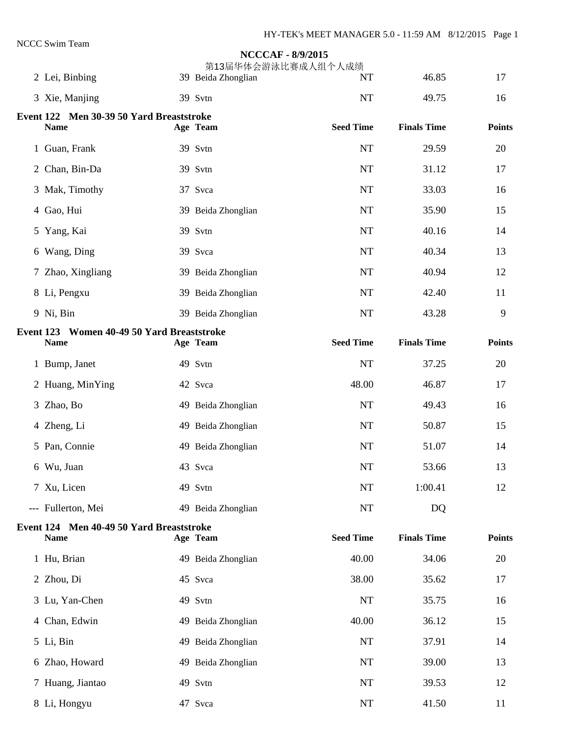**NCCCAF - 8/9/2015**

第13届华体会游泳比赛成人组个人成绩

| Name | Age | Team | Seed Time | Finals Time | Points |
|---|---|---|---|---|---|
| 2 Lei, Binbing | 39 | Beida Zhonglian | NT | 46.85 | 17 |
| 3 Xie, Manjing | 39 | Svtn | NT | 49.75 | 16 |

### Event 122 Men 30-39 50 Yard Breaststroke

| Name | Age | Team | Seed Time | Finals Time | Points |
|---|---|---|---|---|---|
| 1 Guan, Frank | 39 | Svtn | NT | 29.59 | 20 |
| 2 Chan, Bin-Da | 39 | Svtn | NT | 31.12 | 17 |
| 3 Mak, Timothy | 37 | Svca | NT | 33.03 | 16 |
| 4 Gao, Hui | 39 | Beida Zhonglian | NT | 35.90 | 15 |
| 5 Yang, Kai | 39 | Svtn | NT | 40.16 | 14 |
| 6 Wang, Ding | 39 | Svca | NT | 40.34 | 13 |
| 7 Zhao, Xingliang | 39 | Beida Zhonglian | NT | 40.94 | 12 |
| 8 Li, Pengxu | 39 | Beida Zhonglian | NT | 42.40 | 11 |
| 9 Ni, Bin | 39 | Beida Zhonglian | NT | 43.28 | 9 |

### Event 123 Women 40-49 50 Yard Breaststroke

| Name | Age | Team | Seed Time | Finals Time | Points |
|---|---|---|---|---|---|
| 1 Bump, Janet | 49 | Svtn | NT | 37.25 | 20 |
| 2 Huang, MinYing | 42 | Svca | 48.00 | 46.87 | 17 |
| 3 Zhao, Bo | 49 | Beida Zhonglian | NT | 49.43 | 16 |
| 4 Zheng, Li | 49 | Beida Zhonglian | NT | 50.87 | 15 |
| 5 Pan, Connie | 49 | Beida Zhonglian | NT | 51.07 | 14 |
| 6 Wu, Juan | 43 | Svca | NT | 53.66 | 13 |
| 7 Xu, Licen | 49 | Svtn | NT | 1:00.41 | 12 |
| --- Fullerton, Mei | 49 | Beida Zhonglian | NT | DQ | |

### Event 124 Men 40-49 50 Yard Breaststroke

| Name | Age | Team | Seed Time | Finals Time | Points |
|---|---|---|---|---|---|
| 1 Hu, Brian | 49 | Beida Zhonglian | 40.00 | 34.06 | 20 |
| 2 Zhou, Di | 45 | Svca | 38.00 | 35.62 | 17 |
| 3 Lu, Yan-Chen | 49 | Svtn | NT | 35.75 | 16 |
| 4 Chan, Edwin | 49 | Beida Zhonglian | 40.00 | 36.12 | 15 |
| 5 Li, Bin | 49 | Beida Zhonglian | NT | 37.91 | 14 |
| 6 Zhao, Howard | 49 | Beida Zhonglian | NT | 39.00 | 13 |
| 7 Huang, Jiantao | 49 | Svtn | NT | 39.53 | 12 |
| 8 Li, Hongyu | 47 | Svca | NT | 41.50 | 11 |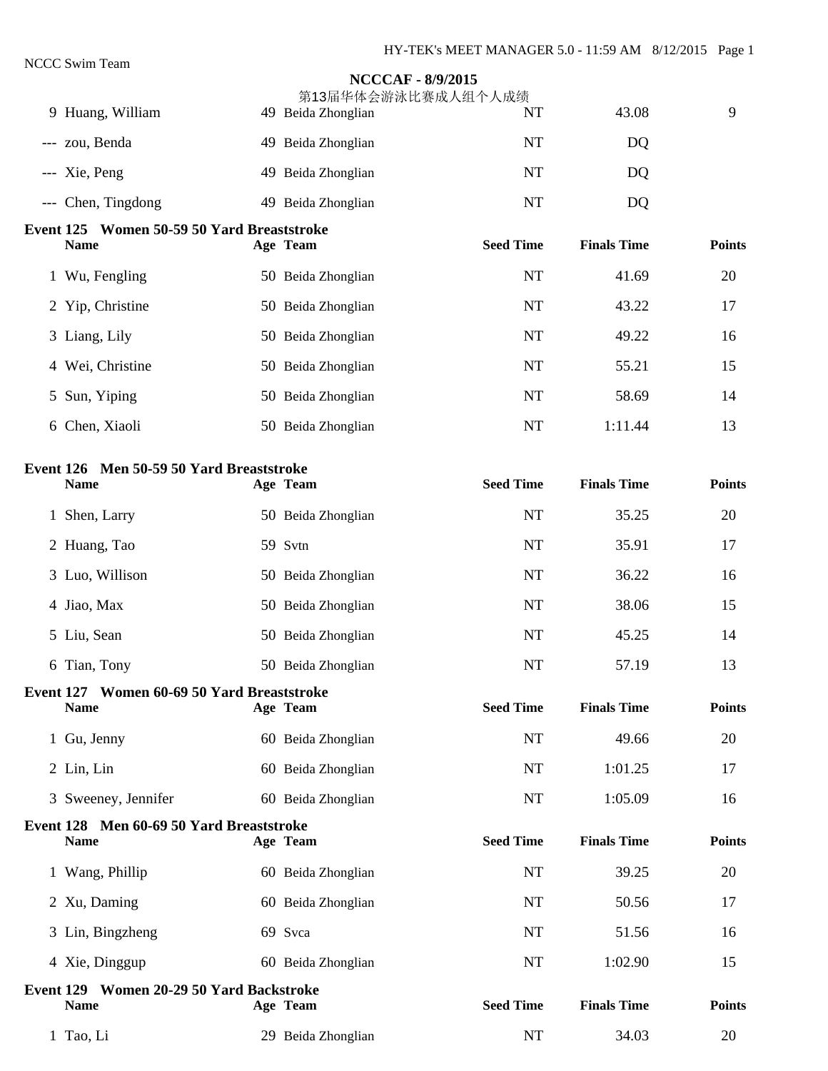NCCCAF - 8/9/2015

第13届华体会游泳比赛成人组个人成绩

| | Name | Age | Team | Seed Time | Finals Time | Points |
|---|---|---|---|---|---|---|
| 9 | Huang, William | 49 | Beida Zhonglian | NT | 43.08 | 9 |
| --- | zou, Benda | 49 | Beida Zhonglian | NT | DQ | |
| --- | Xie, Peng | 49 | Beida Zhonglian | NT | DQ | |
| --- | Chen, Tingdong | 49 | Beida Zhonglian | NT | DQ | |

**Event 125 Women 50-59 50 Yard Breaststroke**

| | Name | Age | Team | Seed Time | Finals Time | Points |
|---|---|---|---|---|---|---|
| 1 | Wu, Fengling | 50 | Beida Zhonglian | NT | 41.69 | 20 |
| 2 | Yip, Christine | 50 | Beida Zhonglian | NT | 43.22 | 17 |
| 3 | Liang, Lily | 50 | Beida Zhonglian | NT | 49.22 | 16 |
| 4 | Wei, Christine | 50 | Beida Zhonglian | NT | 55.21 | 15 |
| 5 | Sun, Yiping | 50 | Beida Zhonglian | NT | 58.69 | 14 |
| 6 | Chen, Xiaoli | 50 | Beida Zhonglian | NT | 1:11.44 | 13 |

**Event 126 Men 50-59 50 Yard Breaststroke**

| | Name | Age | Team | Seed Time | Finals Time | Points |
|---|---|---|---|---|---|---|
| 1 | Shen, Larry | 50 | Beida Zhonglian | NT | 35.25 | 20 |
| 2 | Huang, Tao | 59 | Svtn | NT | 35.91 | 17 |
| 3 | Luo, Willison | 50 | Beida Zhonglian | NT | 36.22 | 16 |
| 4 | Jiao, Max | 50 | Beida Zhonglian | NT | 38.06 | 15 |
| 5 | Liu, Sean | 50 | Beida Zhonglian | NT | 45.25 | 14 |
| 6 | Tian, Tony | 50 | Beida Zhonglian | NT | 57.19 | 13 |

**Event 127 Women 60-69 50 Yard Breaststroke**

| | Name | Age | Team | Seed Time | Finals Time | Points |
|---|---|---|---|---|---|---|
| 1 | Gu, Jenny | 60 | Beida Zhonglian | NT | 49.66 | 20 |
| 2 | Lin, Lin | 60 | Beida Zhonglian | NT | 1:01.25 | 17 |
| 3 | Sweeney, Jennifer | 60 | Beida Zhonglian | NT | 1:05.09 | 16 |

**Event 128 Men 60-69 50 Yard Breaststroke**

| | Name | Age | Team | Seed Time | Finals Time | Points |
|---|---|---|---|---|---|---|
| 1 | Wang, Phillip | 60 | Beida Zhonglian | NT | 39.25 | 20 |
| 2 | Xu, Daming | 60 | Beida Zhonglian | NT | 50.56 | 17 |
| 3 | Lin, Bingzheng | 69 | Svca | NT | 51.56 | 16 |
| 4 | Xie, Dinggup | 60 | Beida Zhonglian | NT | 1:02.90 | 15 |

**Event 129 Women 20-29 50 Yard Backstroke**

| | Name | Age | Team | Seed Time | Finals Time | Points |
|---|---|---|---|---|---|---|
| 1 | Tao, Li | 29 | Beida Zhonglian | NT | 34.03 | 20 |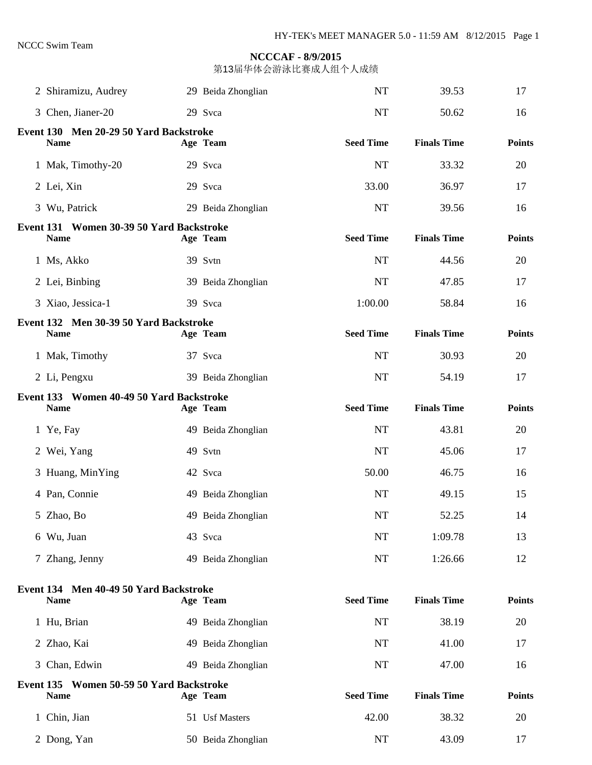NCCC Swim Team

**NCCCAF - 8/9/2015**

第13届华体会游泳比赛成人组个人成绩

| | Name | Age | Team | Seed Time | Finals Time | Points |
|---|---|---|---|---|---|---|
| 2 | Shiramizu, Audrey | 29 | Beida Zhonglian | NT | 39.53 | 17 |
| 3 | Chen, Jianer-20 | 29 | Svca | NT | 50.62 | 16 |

**Event 130 Men 20-29 50 Yard Backstroke**

| | Name | Age | Team | Seed Time | Finals Time | Points |
|---|---|---|---|---|---|---|
| 1 | Mak, Timothy-20 | 29 | Svca | NT | 33.32 | 20 |
| 2 | Lei, Xin | 29 | Svca | 33.00 | 36.97 | 17 |
| 3 | Wu, Patrick | 29 | Beida Zhonglian | NT | 39.56 | 16 |

**Event 131 Women 30-39 50 Yard Backstroke**

| | Name | Age | Team | Seed Time | Finals Time | Points |
|---|---|---|---|---|---|---|
| 1 | Ms, Akko | 39 | Svtn | NT | 44.56 | 20 |
| 2 | Lei, Binbing | 39 | Beida Zhonglian | NT | 47.85 | 17 |
| 3 | Xiao, Jessica-1 | 39 | Svca | 1:00.00 | 58.84 | 16 |

**Event 132 Men 30-39 50 Yard Backstroke**

| | Name | Age | Team | Seed Time | Finals Time | Points |
|---|---|---|---|---|---|---|
| 1 | Mak, Timothy | 37 | Svca | NT | 30.93 | 20 |
| 2 | Li, Pengxu | 39 | Beida Zhonglian | NT | 54.19 | 17 |

**Event 133 Women 40-49 50 Yard Backstroke**

| | Name | Age | Team | Seed Time | Finals Time | Points |
|---|---|---|---|---|---|---|
| 1 | Ye, Fay | 49 | Beida Zhonglian | NT | 43.81 | 20 |
| 2 | Wei, Yang | 49 | Svtn | NT | 45.06 | 17 |
| 3 | Huang, MinYing | 42 | Svca | 50.00 | 46.75 | 16 |
| 4 | Pan, Connie | 49 | Beida Zhonglian | NT | 49.15 | 15 |
| 5 | Zhao, Bo | 49 | Beida Zhonglian | NT | 52.25 | 14 |
| 6 | Wu, Juan | 43 | Svca | NT | 1:09.78 | 13 |
| 7 | Zhang, Jenny | 49 | Beida Zhonglian | NT | 1:26.66 | 12 |

**Event 134 Men 40-49 50 Yard Backstroke**

| | Name | Age | Team | Seed Time | Finals Time | Points |
|---|---|---|---|---|---|---|
| 1 | Hu, Brian | 49 | Beida Zhonglian | NT | 38.19 | 20 |
| 2 | Zhao, Kai | 49 | Beida Zhonglian | NT | 41.00 | 17 |
| 3 | Chan, Edwin | 49 | Beida Zhonglian | NT | 47.00 | 16 |

**Event 135 Women 50-59 50 Yard Backstroke**

| | Name | Age | Team | Seed Time | Finals Time | Points |
|---|---|---|---|---|---|---|
| 1 | Chin, Jian | 51 | Usf Masters | 42.00 | 38.32 | 20 |
| 2 | Dong, Yan | 50 | Beida Zhonglian | NT | 43.09 | 17 |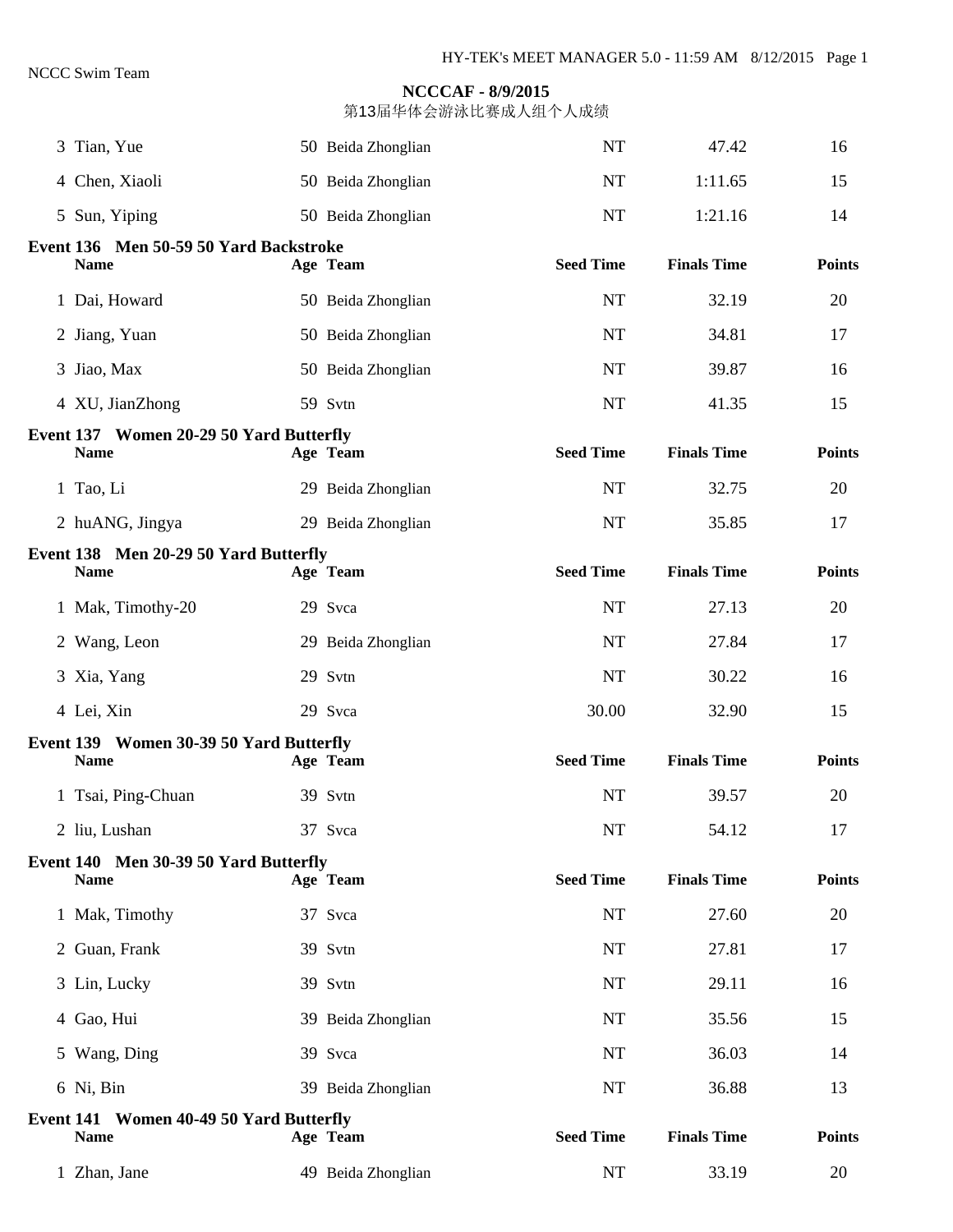NCCC Swim Team

**NCCCAF - 8/9/2015**

第13届华体会游泳比赛成人组个人成绩

| | Name | Age | Team | Seed Time | Finals Time | Points |
|---|---|---|---|---|---|---|
| 3 | Tian, Yue | 50 | Beida Zhonglian | NT | 47.42 | 16 |
| 4 | Chen, Xiaoli | 50 | Beida Zhonglian | NT | 1:11.65 | 15 |
| 5 | Sun, Yiping | 50 | Beida Zhonglian | NT | 1:21.16 | 14 |

**Event 136 Men 50-59 50 Yard Backstroke**

| | Name | Age | Team | Seed Time | Finals Time | Points |
|---|---|---|---|---|---|---|
| 1 | Dai, Howard | 50 | Beida Zhonglian | NT | 32.19 | 20 |
| 2 | Jiang, Yuan | 50 | Beida Zhonglian | NT | 34.81 | 17 |
| 3 | Jiao, Max | 50 | Beida Zhonglian | NT | 39.87 | 16 |
| 4 | XU, JianZhong | 59 | Svtn | NT | 41.35 | 15 |

**Event 137 Women 20-29 50 Yard Butterfly**

| | Name | Age | Team | Seed Time | Finals Time | Points |
|---|---|---|---|---|---|---|
| 1 | Tao, Li | 29 | Beida Zhonglian | NT | 32.75 | 20 |
| 2 | huANG, Jingya | 29 | Beida Zhonglian | NT | 35.85 | 17 |

**Event 138 Men 20-29 50 Yard Butterfly**

| | Name | Age | Team | Seed Time | Finals Time | Points |
|---|---|---|---|---|---|---|
| 1 | Mak, Timothy-20 | 29 | Svca | NT | 27.13 | 20 |
| 2 | Wang, Leon | 29 | Beida Zhonglian | NT | 27.84 | 17 |
| 3 | Xia, Yang | 29 | Svtn | NT | 30.22 | 16 |
| 4 | Lei, Xin | 29 | Svca | 30.00 | 32.90 | 15 |

**Event 139 Women 30-39 50 Yard Butterfly**

| | Name | Age | Team | Seed Time | Finals Time | Points |
|---|---|---|---|---|---|---|
| 1 | Tsai, Ping-Chuan | 39 | Svtn | NT | 39.57 | 20 |
| 2 | liu, Lushan | 37 | Svca | NT | 54.12 | 17 |

**Event 140 Men 30-39 50 Yard Butterfly**

| | Name | Age | Team | Seed Time | Finals Time | Points |
|---|---|---|---|---|---|---|
| 1 | Mak, Timothy | 37 | Svca | NT | 27.60 | 20 |
| 2 | Guan, Frank | 39 | Svtn | NT | 27.81 | 17 |
| 3 | Lin, Lucky | 39 | Svtn | NT | 29.11 | 16 |
| 4 | Gao, Hui | 39 | Beida Zhonglian | NT | 35.56 | 15 |
| 5 | Wang, Ding | 39 | Svca | NT | 36.03 | 14 |
| 6 | Ni, Bin | 39 | Beida Zhonglian | NT | 36.88 | 13 |

**Event 141 Women 40-49 50 Yard Butterfly**

| | Name | Age | Team | Seed Time | Finals Time | Points |
|---|---|---|---|---|---|---|
| 1 | Zhan, Jane | 49 | Beida Zhonglian | NT | 33.19 | 20 |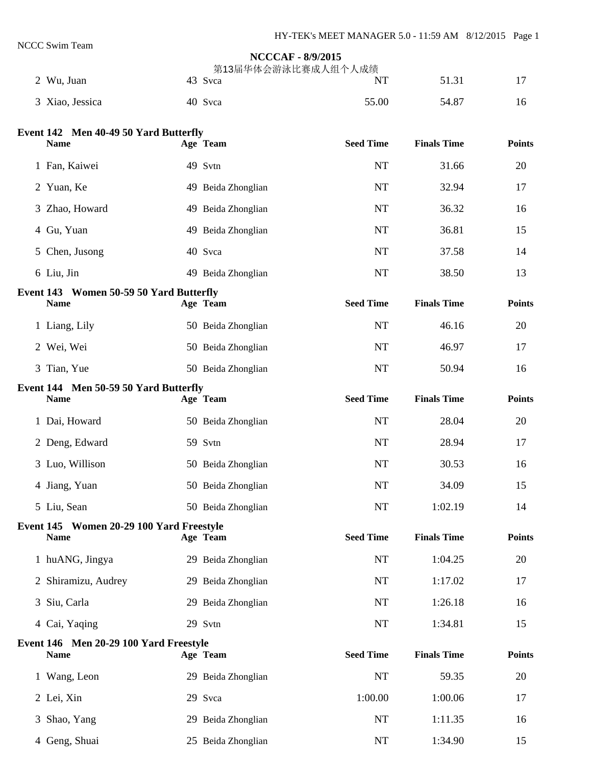| | Name | Age | Team | Seed Time | Finals Time | Points |
|---|---|---|---|---|---|---|
| 2 | Wu, Juan | 43 | Svca | NT | 51.31 | 17 |
| 3 | Xiao, Jessica | 40 | Svca | 55.00 | 54.87 | 16 |

**Event 142 Men 40-49 50 Yard Butterfly**

| | Name | Age | Team | Seed Time | Finals Time | Points |
|---|---|---|---|---|---|---|
| 1 | Fan, Kaiwei | 49 | Svtn | NT | 31.66 | 20 |
| 2 | Yuan, Ke | 49 | Beida Zhonglian | NT | 32.94 | 17 |
| 3 | Zhao, Howard | 49 | Beida Zhonglian | NT | 36.32 | 16 |
| 4 | Gu, Yuan | 49 | Beida Zhonglian | NT | 36.81 | 15 |
| 5 | Chen, Jusong | 40 | Svca | NT | 37.58 | 14 |
| 6 | Liu, Jin | 49 | Beida Zhonglian | NT | 38.50 | 13 |

**Event 143 Women 50-59 50 Yard Butterfly**

| | Name | Age | Team | Seed Time | Finals Time | Points |
|---|---|---|---|---|---|---|
| 1 | Liang, Lily | 50 | Beida Zhonglian | NT | 46.16 | 20 |
| 2 | Wei, Wei | 50 | Beida Zhonglian | NT | 46.97 | 17 |
| 3 | Tian, Yue | 50 | Beida Zhonglian | NT | 50.94 | 16 |

**Event 144 Men 50-59 50 Yard Butterfly**

| | Name | Age | Team | Seed Time | Finals Time | Points |
|---|---|---|---|---|---|---|
| 1 | Dai, Howard | 50 | Beida Zhonglian | NT | 28.04 | 20 |
| 2 | Deng, Edward | 59 | Svtn | NT | 28.94 | 17 |
| 3 | Luo, Willison | 50 | Beida Zhonglian | NT | 30.53 | 16 |
| 4 | Jiang, Yuan | 50 | Beida Zhonglian | NT | 34.09 | 15 |
| 5 | Liu, Sean | 50 | Beida Zhonglian | NT | 1:02.19 | 14 |

**Event 145 Women 20-29 100 Yard Freestyle**

| | Name | Age | Team | Seed Time | Finals Time | Points |
|---|---|---|---|---|---|---|
| 1 | huANG, Jingya | 29 | Beida Zhonglian | NT | 1:04.25 | 20 |
| 2 | Shiramizu, Audrey | 29 | Beida Zhonglian | NT | 1:17.02 | 17 |
| 3 | Siu, Carla | 29 | Beida Zhonglian | NT | 1:26.18 | 16 |
| 4 | Cai, Yaqing | 29 | Svtn | NT | 1:34.81 | 15 |

**Event 146 Men 20-29 100 Yard Freestyle**

| | Name | Age | Team | Seed Time | Finals Time | Points |
|---|---|---|---|---|---|---|
| 1 | Wang, Leon | 29 | Beida Zhonglian | NT | 59.35 | 20 |
| 2 | Lei, Xin | 29 | Svca | 1:00.00 | 1:00.06 | 17 |
| 3 | Shao, Yang | 29 | Beida Zhonglian | NT | 1:11.35 | 16 |
| 4 | Geng, Shuai | 25 | Beida Zhonglian | NT | 1:34.90 | 15 |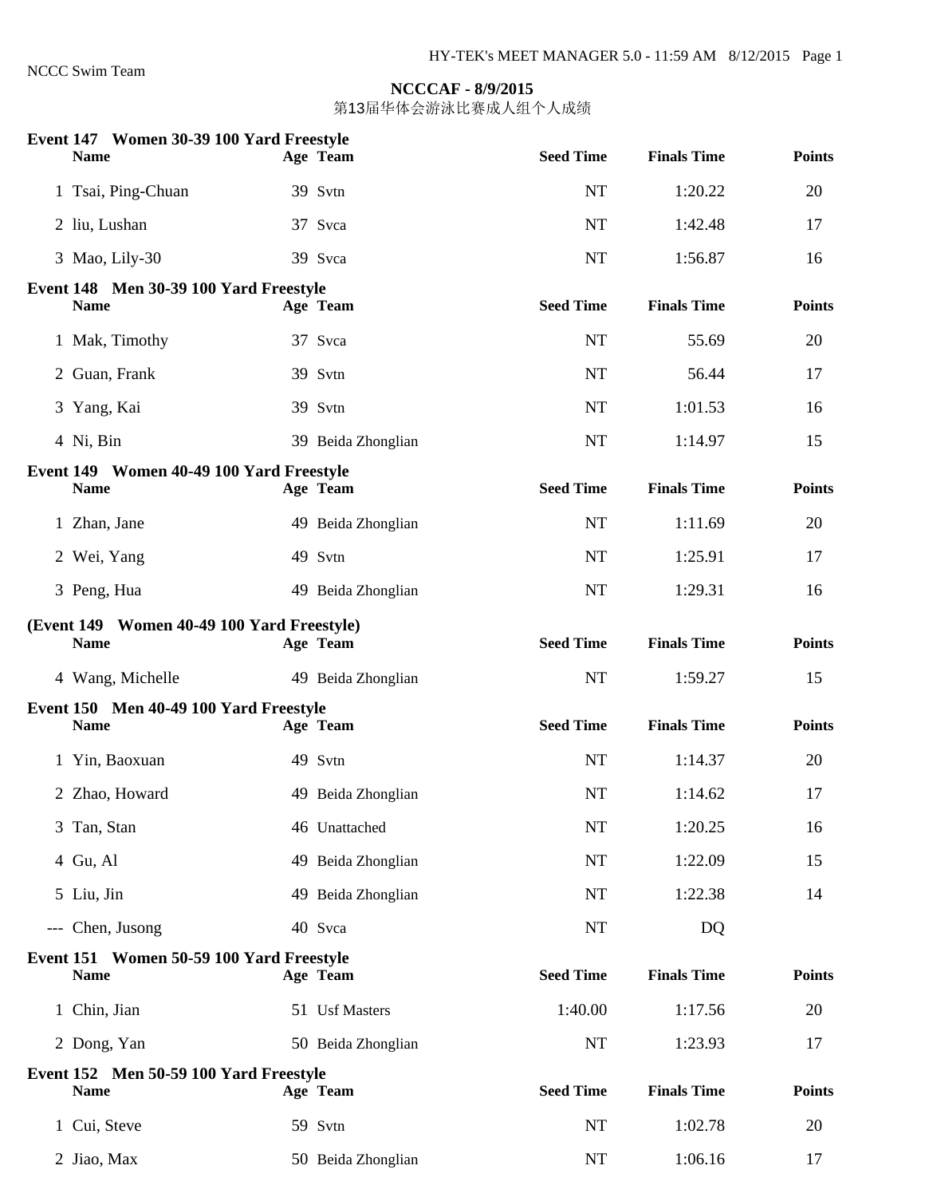NCCC Swim Team

**NCCCAF - 8/9/2015**

第13届华体会游泳比赛成人组个人成绩

**Event 147 Women 30-39 100 Yard Freestyle**

| | Name | Age | Team | Seed Time | Finals Time | Points |
|---|---|---|---|---|---|---|
| 1 | Tsai, Ping-Chuan | 39 | Svtn | NT | 1:20.22 | 20 |
| 2 | liu, Lushan | 37 | Svca | NT | 1:42.48 | 17 |
| 3 | Mao, Lily-30 | 39 | Svca | NT | 1:56.87 | 16 |

**Event 148 Men 30-39 100 Yard Freestyle**

| | Name | Age | Team | Seed Time | Finals Time | Points |
|---|---|---|---|---|---|---|
| 1 | Mak, Timothy | 37 | Svca | NT | 55.69 | 20 |
| 2 | Guan, Frank | 39 | Svtn | NT | 56.44 | 17 |
| 3 | Yang, Kai | 39 | Svtn | NT | 1:01.53 | 16 |
| 4 | Ni, Bin | 39 | Beida Zhonglian | NT | 1:14.97 | 15 |

**Event 149 Women 40-49 100 Yard Freestyle**

| | Name | Age | Team | Seed Time | Finals Time | Points |
|---|---|---|---|---|---|---|
| 1 | Zhan, Jane | 49 | Beida Zhonglian | NT | 1:11.69 | 20 |
| 2 | Wei, Yang | 49 | Svtn | NT | 1:25.91 | 17 |
| 3 | Peng, Hua | 49 | Beida Zhonglian | NT | 1:29.31 | 16 |

**(Event 149 Women 40-49 100 Yard Freestyle)**

| | Name | Age | Team | Seed Time | Finals Time | Points |
|---|---|---|---|---|---|---|
| 4 | Wang, Michelle | 49 | Beida Zhonglian | NT | 1:59.27 | 15 |

**Event 150 Men 40-49 100 Yard Freestyle**

| | Name | Age | Team | Seed Time | Finals Time | Points |
|---|---|---|---|---|---|---|
| 1 | Yin, Baoxuan | 49 | Svtn | NT | 1:14.37 | 20 |
| 2 | Zhao, Howard | 49 | Beida Zhonglian | NT | 1:14.62 | 17 |
| 3 | Tan, Stan | 46 | Unattached | NT | 1:20.25 | 16 |
| 4 | Gu, Al | 49 | Beida Zhonglian | NT | 1:22.09 | 15 |
| 5 | Liu, Jin | 49 | Beida Zhonglian | NT | 1:22.38 | 14 |
| --- | Chen, Jusong | 40 | Svca | NT | DQ | |

**Event 151 Women 50-59 100 Yard Freestyle**

| | Name | Age | Team | Seed Time | Finals Time | Points |
|---|---|---|---|---|---|---|
| 1 | Chin, Jian | 51 | Usf Masters | 1:40.00 | 1:17.56 | 20 |
| 2 | Dong, Yan | 50 | Beida Zhonglian | NT | 1:23.93 | 17 |

**Event 152 Men 50-59 100 Yard Freestyle**

| | Name | Age | Team | Seed Time | Finals Time | Points |
|---|---|---|---|---|---|---|
| 1 | Cui, Steve | 59 | Svtn | NT | 1:02.78 | 20 |
| 2 | Jiao, Max | 50 | Beida Zhonglian | NT | 1:06.16 | 17 |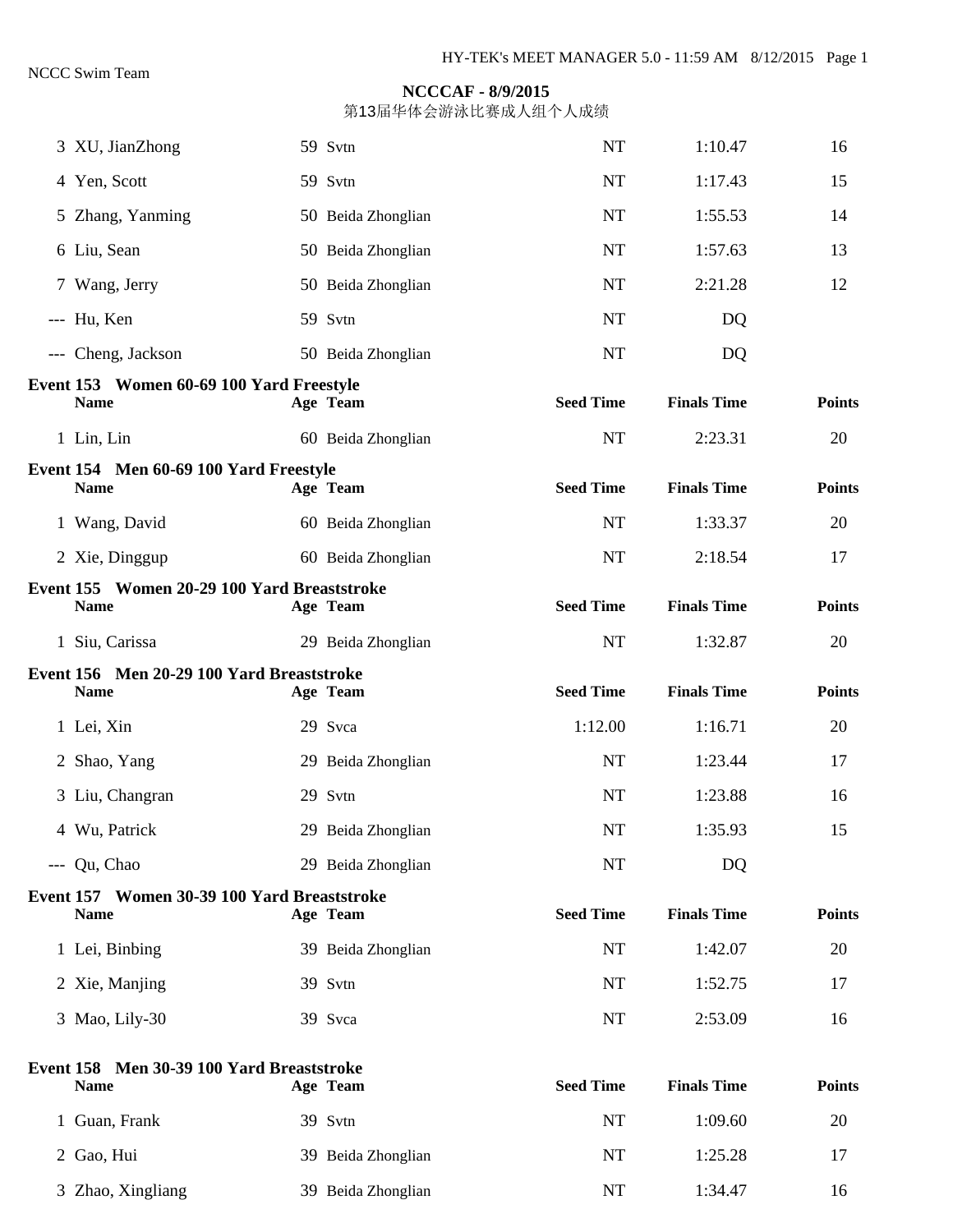NCCC Swim Team

**NCCCAF - 8/9/2015**

第13届华体会游泳比赛成人组个人成绩

| | Name | Age | Team | Seed Time | Finals Time | Points |
|---|---|---|---|---|---|---|
| 3 | XU, JianZhong | 59 | Svtn | NT | 1:10.47 | 16 |
| 4 | Yen, Scott | 59 | Svtn | NT | 1:17.43 | 15 |
| 5 | Zhang, Yanming | 50 | Beida Zhonglian | NT | 1:55.53 | 14 |
| 6 | Liu, Sean | 50 | Beida Zhonglian | NT | 1:57.63 | 13 |
| 7 | Wang, Jerry | 50 | Beida Zhonglian | NT | 2:21.28 | 12 |
| --- | Hu, Ken | 59 | Svtn | NT | DQ | |
| --- | Cheng, Jackson | 50 | Beida Zhonglian | NT | DQ | |

**Event 153 Women 60-69 100 Yard Freestyle**

| | Name | Age | Team | Seed Time | Finals Time | Points |
|---|---|---|---|---|---|---|
| 1 | Lin, Lin | 60 | Beida Zhonglian | NT | 2:23.31 | 20 |

**Event 154 Men 60-69 100 Yard Freestyle**

| | Name | Age | Team | Seed Time | Finals Time | Points |
|---|---|---|---|---|---|---|
| 1 | Wang, David | 60 | Beida Zhonglian | NT | 1:33.37 | 20 |
| 2 | Xie, Dinggup | 60 | Beida Zhonglian | NT | 2:18.54 | 17 |

**Event 155 Women 20-29 100 Yard Breaststroke**

| | Name | Age | Team | Seed Time | Finals Time | Points |
|---|---|---|---|---|---|---|
| 1 | Siu, Carissa | 29 | Beida Zhonglian | NT | 1:32.87 | 20 |

**Event 156 Men 20-29 100 Yard Breaststroke**

| | Name | Age | Team | Seed Time | Finals Time | Points |
|---|---|---|---|---|---|---|
| 1 | Lei, Xin | 29 | Svca | 1:12.00 | 1:16.71 | 20 |
| 2 | Shao, Yang | 29 | Beida Zhonglian | NT | 1:23.44 | 17 |
| 3 | Liu, Changran | 29 | Svtn | NT | 1:23.88 | 16 |
| 4 | Wu, Patrick | 29 | Beida Zhonglian | NT | 1:35.93 | 15 |
| --- | Qu, Chao | 29 | Beida Zhonglian | NT | DQ | |

**Event 157 Women 30-39 100 Yard Breaststroke**

| | Name | Age | Team | Seed Time | Finals Time | Points |
|---|---|---|---|---|---|---|
| 1 | Lei, Binbing | 39 | Beida Zhonglian | NT | 1:42.07 | 20 |
| 2 | Xie, Manjing | 39 | Svtn | NT | 1:52.75 | 17 |
| 3 | Mao, Lily-30 | 39 | Svca | NT | 2:53.09 | 16 |

**Event 158 Men 30-39 100 Yard Breaststroke**

| | Name | Age | Team | Seed Time | Finals Time | Points |
|---|---|---|---|---|---|---|
| 1 | Guan, Frank | 39 | Svtn | NT | 1:09.60 | 20 |
| 2 | Gao, Hui | 39 | Beida Zhonglian | NT | 1:25.28 | 17 |
| 3 | Zhao, Xingliang | 39 | Beida Zhonglian | NT | 1:34.47 | 16 |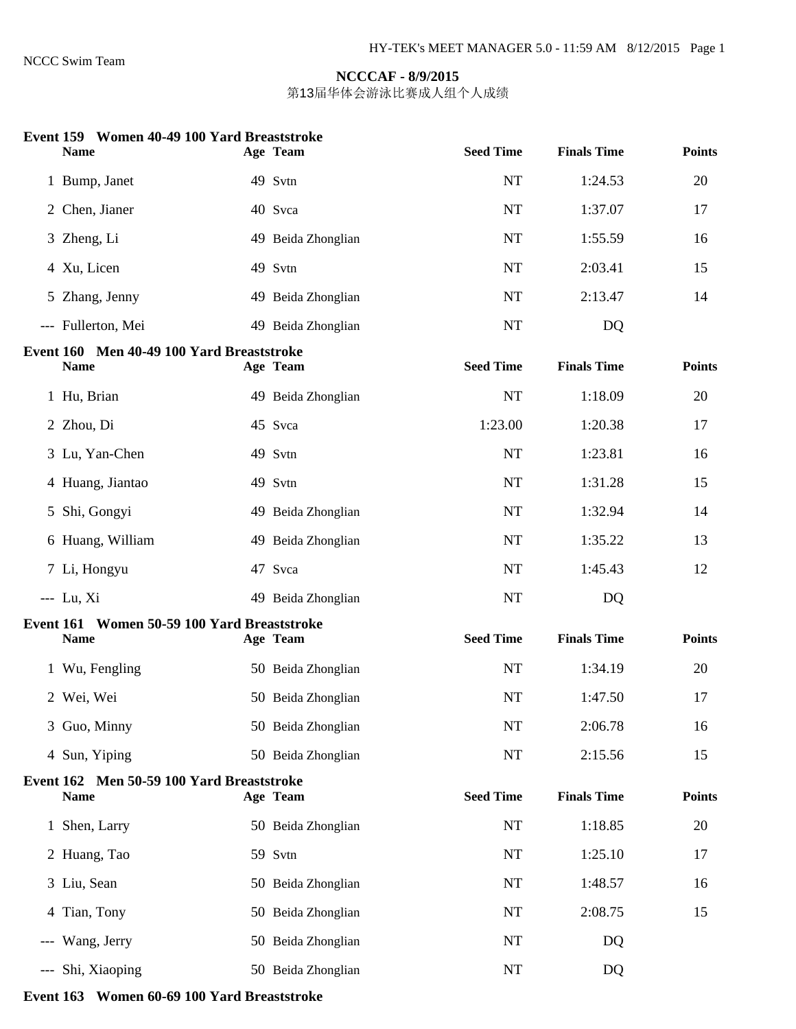NCCC Swim Team

**NCCCAF - 8/9/2015**
第13届华体会游泳比赛成人组个人成绩

### Event 159 Women 40-49 100 Yard Breaststroke

| | Name | Age | Team | Seed Time | Finals Time | Points |
|---|---|---|---|---|---|---|
| 1 | Bump, Janet | 49 | Svtn | NT | 1:24.53 | 20 |
| 2 | Chen, Jianer | 40 | Svca | NT | 1:37.07 | 17 |
| 3 | Zheng, Li | 49 | Beida Zhonglian | NT | 1:55.59 | 16 |
| 4 | Xu, Licen | 49 | Svtn | NT | 2:03.41 | 15 |
| 5 | Zhang, Jenny | 49 | Beida Zhonglian | NT | 2:13.47 | 14 |
| --- | Fullerton, Mei | 49 | Beida Zhonglian | NT | DQ | |

### Event 160 Men 40-49 100 Yard Breaststroke

| | Name | Age | Team | Seed Time | Finals Time | Points |
|---|---|---|---|---|---|---|
| 1 | Hu, Brian | 49 | Beida Zhonglian | NT | 1:18.09 | 20 |
| 2 | Zhou, Di | 45 | Svca | 1:23.00 | 1:20.38 | 17 |
| 3 | Lu, Yan-Chen | 49 | Svtn | NT | 1:23.81 | 16 |
| 4 | Huang, Jiantao | 49 | Svtn | NT | 1:31.28 | 15 |
| 5 | Shi, Gongyi | 49 | Beida Zhonglian | NT | 1:32.94 | 14 |
| 6 | Huang, William | 49 | Beida Zhonglian | NT | 1:35.22 | 13 |
| 7 | Li, Hongyu | 47 | Svca | NT | 1:45.43 | 12 |
| --- | Lu, Xi | 49 | Beida Zhonglian | NT | DQ | |

### Event 161 Women 50-59 100 Yard Breaststroke

| | Name | Age | Team | Seed Time | Finals Time | Points |
|---|---|---|---|---|---|---|
| 1 | Wu, Fengling | 50 | Beida Zhonglian | NT | 1:34.19 | 20 |
| 2 | Wei, Wei | 50 | Beida Zhonglian | NT | 1:47.50 | 17 |
| 3 | Guo, Minny | 50 | Beida Zhonglian | NT | 2:06.78 | 16 |
| 4 | Sun, Yiping | 50 | Beida Zhonglian | NT | 2:15.56 | 15 |

### Event 162 Men 50-59 100 Yard Breaststroke

| | Name | Age | Team | Seed Time | Finals Time | Points |
|---|---|---|---|---|---|---|
| 1 | Shen, Larry | 50 | Beida Zhonglian | NT | 1:18.85 | 20 |
| 2 | Huang, Tao | 59 | Svtn | NT | 1:25.10 | 17 |
| 3 | Liu, Sean | 50 | Beida Zhonglian | NT | 1:48.57 | 16 |
| 4 | Tian, Tony | 50 | Beida Zhonglian | NT | 2:08.75 | 15 |
| --- | Wang, Jerry | 50 | Beida Zhonglian | NT | DQ | |
| --- | Shi, Xiaoping | 50 | Beida Zhonglian | NT | DQ | |

### Event 163 Women 60-69 100 Yard Breaststroke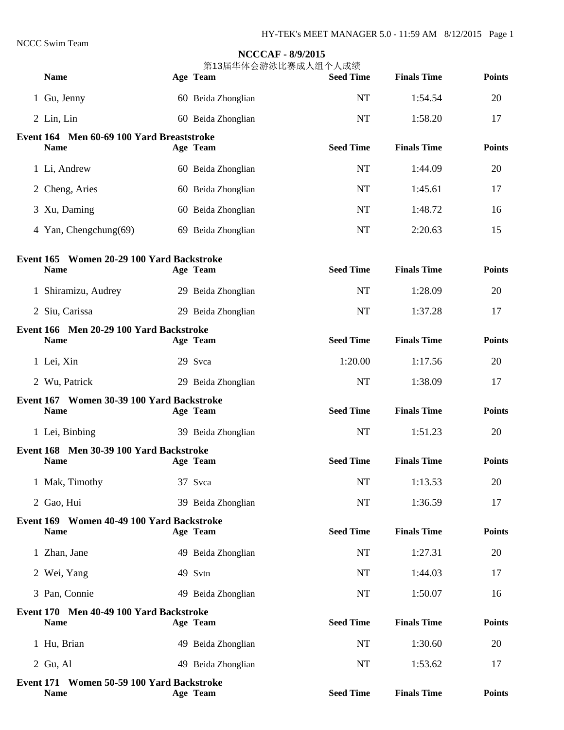**NCCCAF - 8/9/2015**

第13届华体会游泳比赛成人组个人成绩

| | Name | Age | Team | Seed Time | Finals Time | Points |
|---|---|---|---|---|---|---|
| 1 | Gu, Jenny | 60 | Beida Zhonglian | NT | 1:54.54 | 20 |
| 2 | Lin, Lin | 60 | Beida Zhonglian | NT | 1:58.20 | 17 |

**Event 164 Men 60-69 100 Yard Breaststroke**

| | Name | Age | Team | Seed Time | Finals Time | Points |
|---|---|---|---|---|---|---|
| 1 | Li, Andrew | 60 | Beida Zhonglian | NT | 1:44.09 | 20 |
| 2 | Cheng, Aries | 60 | Beida Zhonglian | NT | 1:45.61 | 17 |
| 3 | Xu, Daming | 60 | Beida Zhonglian | NT | 1:48.72 | 16 |
| 4 | Yan, Chengchung(69) | 69 | Beida Zhonglian | NT | 2:20.63 | 15 |

**Event 165 Women 20-29 100 Yard Backstroke**

| | Name | Age | Team | Seed Time | Finals Time | Points |
|---|---|---|---|---|---|---|
| 1 | Shiramizu, Audrey | 29 | Beida Zhonglian | NT | 1:28.09 | 20 |
| 2 | Siu, Carissa | 29 | Beida Zhonglian | NT | 1:37.28 | 17 |

**Event 166 Men 20-29 100 Yard Backstroke**

| | Name | Age | Team | Seed Time | Finals Time | Points |
|---|---|---|---|---|---|---|
| 1 | Lei, Xin | 29 | Svca | 1:20.00 | 1:17.56 | 20 |
| 2 | Wu, Patrick | 29 | Beida Zhonglian | NT | 1:38.09 | 17 |

**Event 167 Women 30-39 100 Yard Backstroke**

| | Name | Age | Team | Seed Time | Finals Time | Points |
|---|---|---|---|---|---|---|
| 1 | Lei, Binbing | 39 | Beida Zhonglian | NT | 1:51.23 | 20 |

**Event 168 Men 30-39 100 Yard Backstroke**

| | Name | Age | Team | Seed Time | Finals Time | Points |
|---|---|---|---|---|---|---|
| 1 | Mak, Timothy | 37 | Svca | NT | 1:13.53 | 20 |
| 2 | Gao, Hui | 39 | Beida Zhonglian | NT | 1:36.59 | 17 |

**Event 169 Women 40-49 100 Yard Backstroke**

| | Name | Age | Team | Seed Time | Finals Time | Points |
|---|---|---|---|---|---|---|
| 1 | Zhan, Jane | 49 | Beida Zhonglian | NT | 1:27.31 | 20 |
| 2 | Wei, Yang | 49 | Svtn | NT | 1:44.03 | 17 |
| 3 | Pan, Connie | 49 | Beida Zhonglian | NT | 1:50.07 | 16 |

**Event 170 Men 40-49 100 Yard Backstroke**

| | Name | Age | Team | Seed Time | Finals Time | Points |
|---|---|---|---|---|---|---|
| 1 | Hu, Brian | 49 | Beida Zhonglian | NT | 1:30.60 | 20 |
| 2 | Gu, Al | 49 | Beida Zhonglian | NT | 1:53.62 | 17 |

**Event 171 Women 50-59 100 Yard Backstroke**

| | Name | Age | Team | Seed Time | Finals Time | Points |
|---|---|---|---|---|---|---|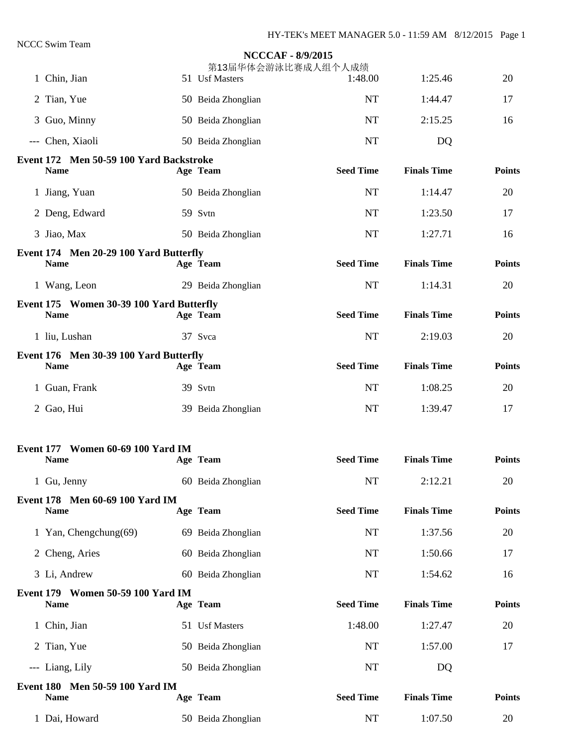NCCC Swim Team

**NCCCAF - 8/9/2015**

第13届华体会游泳比赛成人组个人成绩

| | Name | Age | Team | Seed Time | Finals Time | Points |
|---|---|---|---|---|---|---|
| 1 | Chin, Jian | 51 | Usf Masters | 1:48.00 | 1:25.46 | 20 |
| 2 | Tian, Yue | 50 | Beida Zhonglian | NT | 1:44.47 | 17 |
| 3 | Guo, Minny | 50 | Beida Zhonglian | NT | 2:15.25 | 16 |
| --- | Chen, Xiaoli | 50 | Beida Zhonglian | NT | DQ | |

**Event 172 Men 50-59 100 Yard Backstroke**

| | Name | Age | Team | Seed Time | Finals Time | Points |
|---|---|---|---|---|---|---|
| 1 | Jiang, Yuan | 50 | Beida Zhonglian | NT | 1:14.47 | 20 |
| 2 | Deng, Edward | 59 | Svtn | NT | 1:23.50 | 17 |
| 3 | Jiao, Max | 50 | Beida Zhonglian | NT | 1:27.71 | 16 |

**Event 174 Men 20-29 100 Yard Butterfly**

| | Name | Age | Team | Seed Time | Finals Time | Points |
|---|---|---|---|---|---|---|
| 1 | Wang, Leon | 29 | Beida Zhonglian | NT | 1:14.31 | 20 |

**Event 175 Women 30-39 100 Yard Butterfly**

| | Name | Age | Team | Seed Time | Finals Time | Points |
|---|---|---|---|---|---|---|
| 1 | liu, Lushan | 37 | Svca | NT | 2:19.03 | 20 |

**Event 176 Men 30-39 100 Yard Butterfly**

| | Name | Age | Team | Seed Time | Finals Time | Points |
|---|---|---|---|---|---|---|
| 1 | Guan, Frank | 39 | Svtn | NT | 1:08.25 | 20 |
| 2 | Gao, Hui | 39 | Beida Zhonglian | NT | 1:39.47 | 17 |

**Event 177 Women 60-69 100 Yard IM**

| | Name | Age | Team | Seed Time | Finals Time | Points |
|---|---|---|---|---|---|---|
| 1 | Gu, Jenny | 60 | Beida Zhonglian | NT | 2:12.21 | 20 |

**Event 178 Men 60-69 100 Yard IM**

| | Name | Age | Team | Seed Time | Finals Time | Points |
|---|---|---|---|---|---|---|
| 1 | Yan, Chengchung(69) | 69 | Beida Zhonglian | NT | 1:37.56 | 20 |
| 2 | Cheng, Aries | 60 | Beida Zhonglian | NT | 1:50.66 | 17 |
| 3 | Li, Andrew | 60 | Beida Zhonglian | NT | 1:54.62 | 16 |

**Event 179 Women 50-59 100 Yard IM**

| | Name | Age | Team | Seed Time | Finals Time | Points |
|---|---|---|---|---|---|---|
| 1 | Chin, Jian | 51 | Usf Masters | 1:48.00 | 1:27.47 | 20 |
| 2 | Tian, Yue | 50 | Beida Zhonglian | NT | 1:57.00 | 17 |
| --- | Liang, Lily | 50 | Beida Zhonglian | NT | DQ | |

**Event 180 Men 50-59 100 Yard IM**

| | Name | Age | Team | Seed Time | Finals Time | Points |
|---|---|---|---|---|---|---|
| 1 | Dai, Howard | 50 | Beida Zhonglian | NT | 1:07.50 | 20 |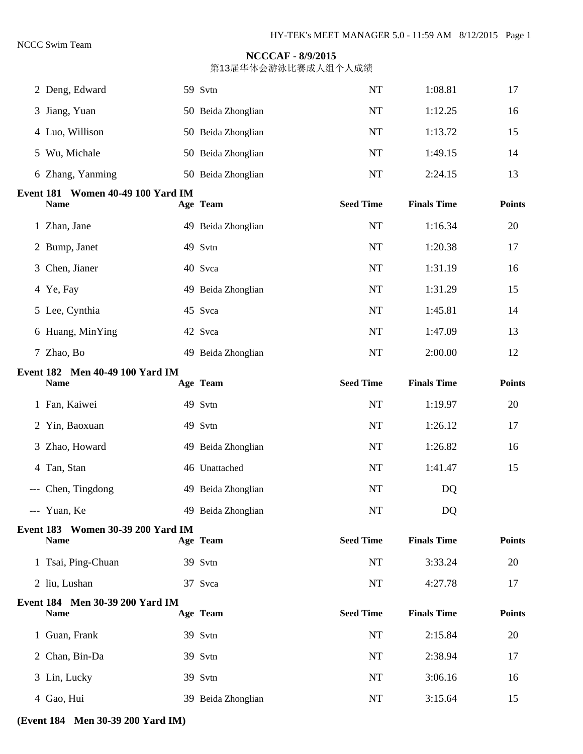**NCCCAF - 8/9/2015**

第13届华体会游泳比赛成人组个人成绩

| | Name | Age | Team | Seed Time | Finals Time | Points |
|---|---|---|---|---|---|---|
| 2 | Deng, Edward | 59 | Svtn | NT | 1:08.81 | 17 |
| 3 | Jiang, Yuan | 50 | Beida Zhonglian | NT | 1:12.25 | 16 |
| 4 | Luo, Willison | 50 | Beida Zhonglian | NT | 1:13.72 | 15 |
| 5 | Wu, Michale | 50 | Beida Zhonglian | NT | 1:49.15 | 14 |
| 6 | Zhang, Yanming | 50 | Beida Zhonglian | NT | 2:24.15 | 13 |

**Event 181 Women 40-49 100 Yard IM**

| | Name | Age | Team | Seed Time | Finals Time | Points |
|---|---|---|---|---|---|---|
| 1 | Zhan, Jane | 49 | Beida Zhonglian | NT | 1:16.34 | 20 |
| 2 | Bump, Janet | 49 | Svtn | NT | 1:20.38 | 17 |
| 3 | Chen, Jianer | 40 | Svca | NT | 1:31.19 | 16 |
| 4 | Ye, Fay | 49 | Beida Zhonglian | NT | 1:31.29 | 15 |
| 5 | Lee, Cynthia | 45 | Svca | NT | 1:45.81 | 14 |
| 6 | Huang, MinYing | 42 | Svca | NT | 1:47.09 | 13 |
| 7 | Zhao, Bo | 49 | Beida Zhonglian | NT | 2:00.00 | 12 |

**Event 182 Men 40-49 100 Yard IM**

| | Name | Age | Team | Seed Time | Finals Time | Points |
|---|---|---|---|---|---|---|
| 1 | Fan, Kaiwei | 49 | Svtn | NT | 1:19.97 | 20 |
| 2 | Yin, Baoxuan | 49 | Svtn | NT | 1:26.12 | 17 |
| 3 | Zhao, Howard | 49 | Beida Zhonglian | NT | 1:26.82 | 16 |
| 4 | Tan, Stan | 46 | Unattached | NT | 1:41.47 | 15 |
| --- | Chen, Tingdong | 49 | Beida Zhonglian | NT | DQ | |
| --- | Yuan, Ke | 49 | Beida Zhonglian | NT | DQ | |

**Event 183 Women 30-39 200 Yard IM**

| | Name | Age | Team | Seed Time | Finals Time | Points |
|---|---|---|---|---|---|---|
| 1 | Tsai, Ping-Chuan | 39 | Svtn | NT | 3:33.24 | 20 |
| 2 | liu, Lushan | 37 | Svca | NT | 4:27.78 | 17 |

**Event 184 Men 30-39 200 Yard IM**

| | Name | Age | Team | Seed Time | Finals Time | Points |
|---|---|---|---|---|---|---|
| 1 | Guan, Frank | 39 | Svtn | NT | 2:15.84 | 20 |
| 2 | Chan, Bin-Da | 39 | Svtn | NT | 2:38.94 | 17 |
| 3 | Lin, Lucky | 39 | Svtn | NT | 3:06.16 | 16 |
| 4 | Gao, Hui | 39 | Beida Zhonglian | NT | 3:15.64 | 15 |

**(Event 184 Men 30-39 200 Yard IM)**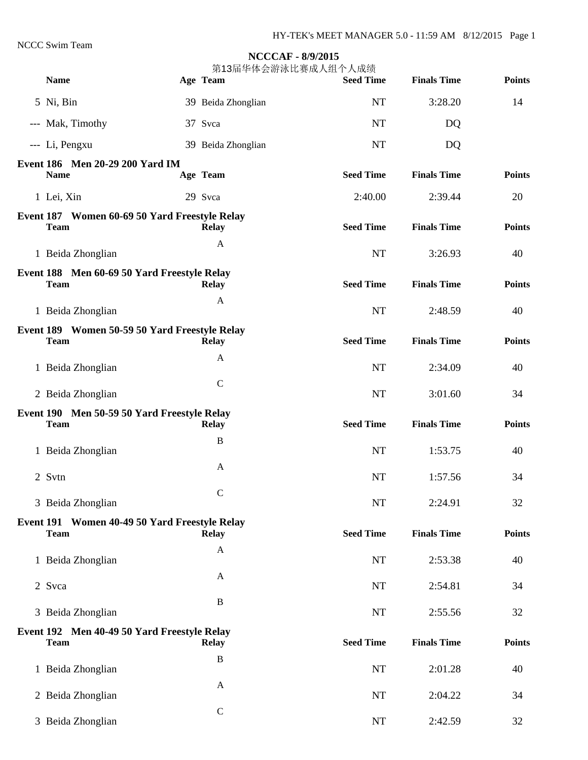NCCC Swim Team

**NCCCAF - 8/9/2015**

第13届华体会游泳比赛成人组个人成绩

| | Name | Age | Team | Seed Time | Finals Time | Points |
|---|---|---|---|---|---|---|
| 5 | Ni, Bin | 39 | Beida Zhonglian | NT | 3:28.20 | 14 |
| --- | Mak, Timothy | 37 | Svca | NT | DQ | |
| --- | Li, Pengxu | 39 | Beida Zhonglian | NT | DQ | |

**Event 186 Men 20-29 200 Yard IM**

| | Name | Age | Team | Seed Time | Finals Time | Points |
|---|---|---|---|---|---|---|
| 1 | Lei, Xin | 29 | Svca | 2:40.00 | 2:39.44 | 20 |

**Event 187 Women 60-69 50 Yard Freestyle Relay**

| | Team | Relay | Seed Time | Finals Time | Points |
|---|---|---|---|---|---|
| 1 | Beida Zhonglian | A | NT | 3:26.93 | 40 |

**Event 188 Men 60-69 50 Yard Freestyle Relay**

| | Team | Relay | Seed Time | Finals Time | Points |
|---|---|---|---|---|---|
| 1 | Beida Zhonglian | A | NT | 2:48.59 | 40 |

**Event 189 Women 50-59 50 Yard Freestyle Relay**

| | Team | Relay | Seed Time | Finals Time | Points |
|---|---|---|---|---|---|
| 1 | Beida Zhonglian | A | NT | 2:34.09 | 40 |
| 2 | Beida Zhonglian | C | NT | 3:01.60 | 34 |

**Event 190 Men 50-59 50 Yard Freestyle Relay**

| | Team | Relay | Seed Time | Finals Time | Points |
|---|---|---|---|---|---|
| 1 | Beida Zhonglian | B | NT | 1:53.75 | 40 |
| 2 | Svtn | A | NT | 1:57.56 | 34 |
| 3 | Beida Zhonglian | C | NT | 2:24.91 | 32 |

**Event 191 Women 40-49 50 Yard Freestyle Relay**

| | Team | Relay | Seed Time | Finals Time | Points |
|---|---|---|---|---|---|
| 1 | Beida Zhonglian | A | NT | 2:53.38 | 40 |
| 2 | Svca | A | NT | 2:54.81 | 34 |
| 3 | Beida Zhonglian | B | NT | 2:55.56 | 32 |

**Event 192 Men 40-49 50 Yard Freestyle Relay**

| | Team | Relay | Seed Time | Finals Time | Points |
|---|---|---|---|---|---|
| 1 | Beida Zhonglian | B | NT | 2:01.28 | 40 |
| 2 | Beida Zhonglian | A | NT | 2:04.22 | 34 |
| 3 | Beida Zhonglian | C | NT | 2:42.59 | 32 |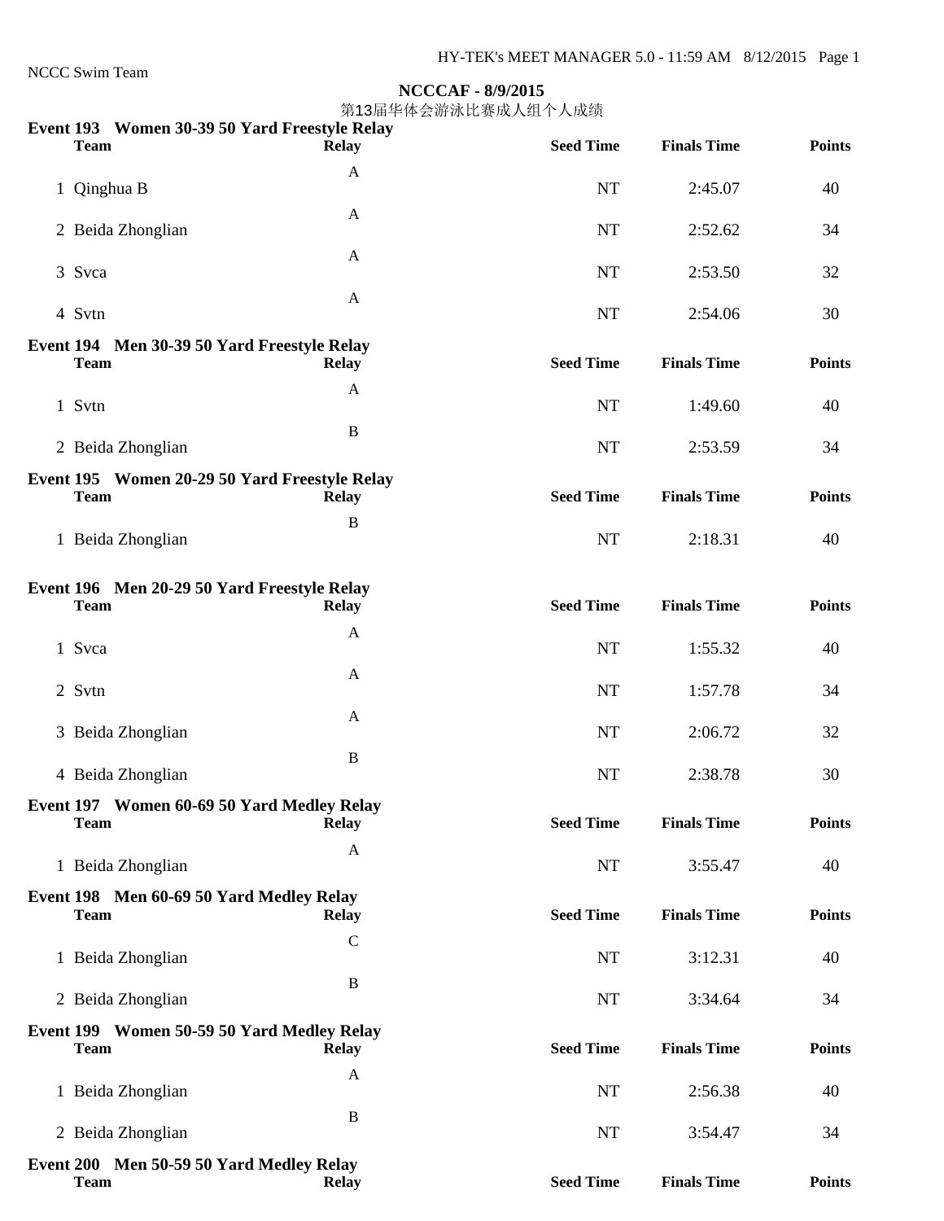NCCC Swim Team

**NCCCAF - 8/9/2015**

第13届华体会游泳比赛成人组个人成绩

**Event 193 Women 30-39 50 Yard Freestyle Relay**

| | Team | Relay | Seed Time | Finals Time | Points |
|---|---|---|---|---|---|
| 1 | Qinghua B | A | NT | 2:45.07 | 40 |
| 2 | Beida Zhonglian | A | NT | 2:52.62 | 34 |
| 3 | Svca | A | NT | 2:53.50 | 32 |
| 4 | Svtn | A | NT | 2:54.06 | 30 |

**Event 194 Men 30-39 50 Yard Freestyle Relay**

| | Team | Relay | Seed Time | Finals Time | Points |
|---|---|---|---|---|---|
| 1 | Svtn | A | NT | 1:49.60 | 40 |
| 2 | Beida Zhonglian | B | NT | 2:53.59 | 34 |

**Event 195 Women 20-29 50 Yard Freestyle Relay**

| | Team | Relay | Seed Time | Finals Time | Points |
|---|---|---|---|---|---|
| 1 | Beida Zhonglian | B | NT | 2:18.31 | 40 |

**Event 196 Men 20-29 50 Yard Freestyle Relay**

| | Team | Relay | Seed Time | Finals Time | Points |
|---|---|---|---|---|---|
| 1 | Svca | A | NT | 1:55.32 | 40 |
| 2 | Svtn | A | NT | 1:57.78 | 34 |
| 3 | Beida Zhonglian | A | NT | 2:06.72 | 32 |
| 4 | Beida Zhonglian | B | NT | 2:38.78 | 30 |

**Event 197 Women 60-69 50 Yard Medley Relay**

| | Team | Relay | Seed Time | Finals Time | Points |
|---|---|---|---|---|---|
| 1 | Beida Zhonglian | A | NT | 3:55.47 | 40 |

**Event 198 Men 60-69 50 Yard Medley Relay**

| | Team | Relay | Seed Time | Finals Time | Points |
|---|---|---|---|---|---|
| 1 | Beida Zhonglian | C | NT | 3:12.31 | 40 |
| 2 | Beida Zhonglian | B | NT | 3:34.64 | 34 |

**Event 199 Women 50-59 50 Yard Medley Relay**

| | Team | Relay | Seed Time | Finals Time | Points |
|---|---|---|---|---|---|
| 1 | Beida Zhonglian | A | NT | 2:56.38 | 40 |
| 2 | Beida Zhonglian | B | NT | 3:54.47 | 34 |

**Event 200 Men 50-59 50 Yard Medley Relay**

| | Team | Relay | Seed Time | Finals Time | Points |
|---|---|---|---|---|---|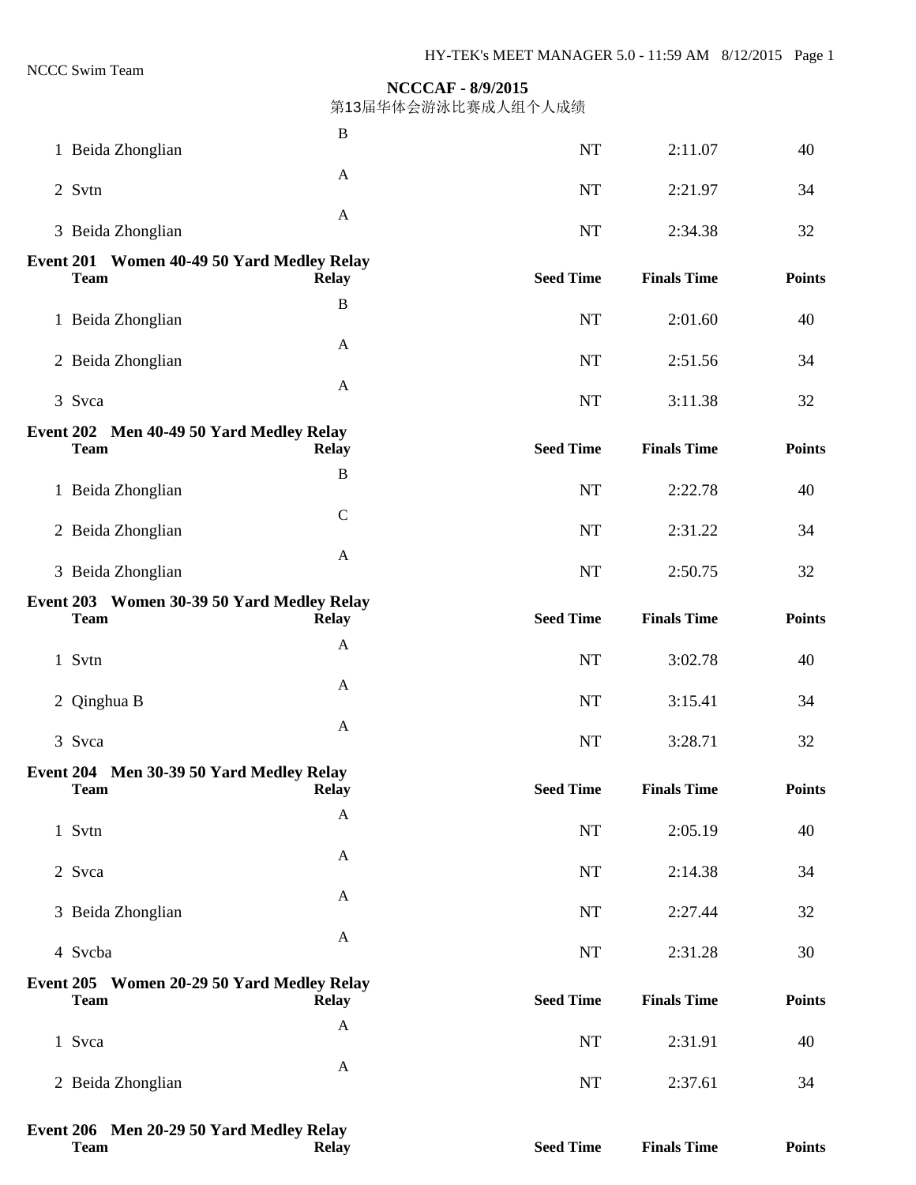NCCC Swim Team

**NCCCAF - 8/9/2015**

第13届华体会游泳比赛成人组个人成绩

| | Team | Relay | Seed Time | Finals Time | Points |
|---|---|---|---|---|---|
| 1 | Beida Zhonglian | B | NT | 2:11.07 | 40 |
| 2 | Svtn | A | NT | 2:21.97 | 34 |
| 3 | Beida Zhonglian | A | NT | 2:34.38 | 32 |

**Event 201 Women 40-49 50 Yard Medley Relay**

| | Team | Relay | Seed Time | Finals Time | Points |
|---|---|---|---|---|---|
| 1 | Beida Zhonglian | B | NT | 2:01.60 | 40 |
| 2 | Beida Zhonglian | A | NT | 2:51.56 | 34 |
| 3 | Svca | A | NT | 3:11.38 | 32 |

**Event 202 Men 40-49 50 Yard Medley Relay**

| | Team | Relay | Seed Time | Finals Time | Points |
|---|---|---|---|---|---|
| 1 | Beida Zhonglian | B | NT | 2:22.78 | 40 |
| 2 | Beida Zhonglian | C | NT | 2:31.22 | 34 |
| 3 | Beida Zhonglian | A | NT | 2:50.75 | 32 |

**Event 203 Women 30-39 50 Yard Medley Relay**

| | Team | Relay | Seed Time | Finals Time | Points |
|---|---|---|---|---|---|
| 1 | Svtn | A | NT | 3:02.78 | 40 |
| 2 | Qinghua B | A | NT | 3:15.41 | 34 |
| 3 | Svca | A | NT | 3:28.71 | 32 |

**Event 204 Men 30-39 50 Yard Medley Relay**

| | Team | Relay | Seed Time | Finals Time | Points |
|---|---|---|---|---|---|
| 1 | Svtn | A | NT | 2:05.19 | 40 |
| 2 | Svca | A | NT | 2:14.38 | 34 |
| 3 | Beida Zhonglian | A | NT | 2:27.44 | 32 |
| 4 | Svcba | A | NT | 2:31.28 | 30 |

**Event 205 Women 20-29 50 Yard Medley Relay**

| | Team | Relay | Seed Time | Finals Time | Points |
|---|---|---|---|---|---|
| 1 | Svca | A | NT | 2:31.91 | 40 |
| 2 | Beida Zhonglian | A | NT | 2:37.61 | 34 |

**Event 206 Men 20-29 50 Yard Medley Relay**

| | Team | Relay | Seed Time | Finals Time | Points |
|---|---|---|---|---|---|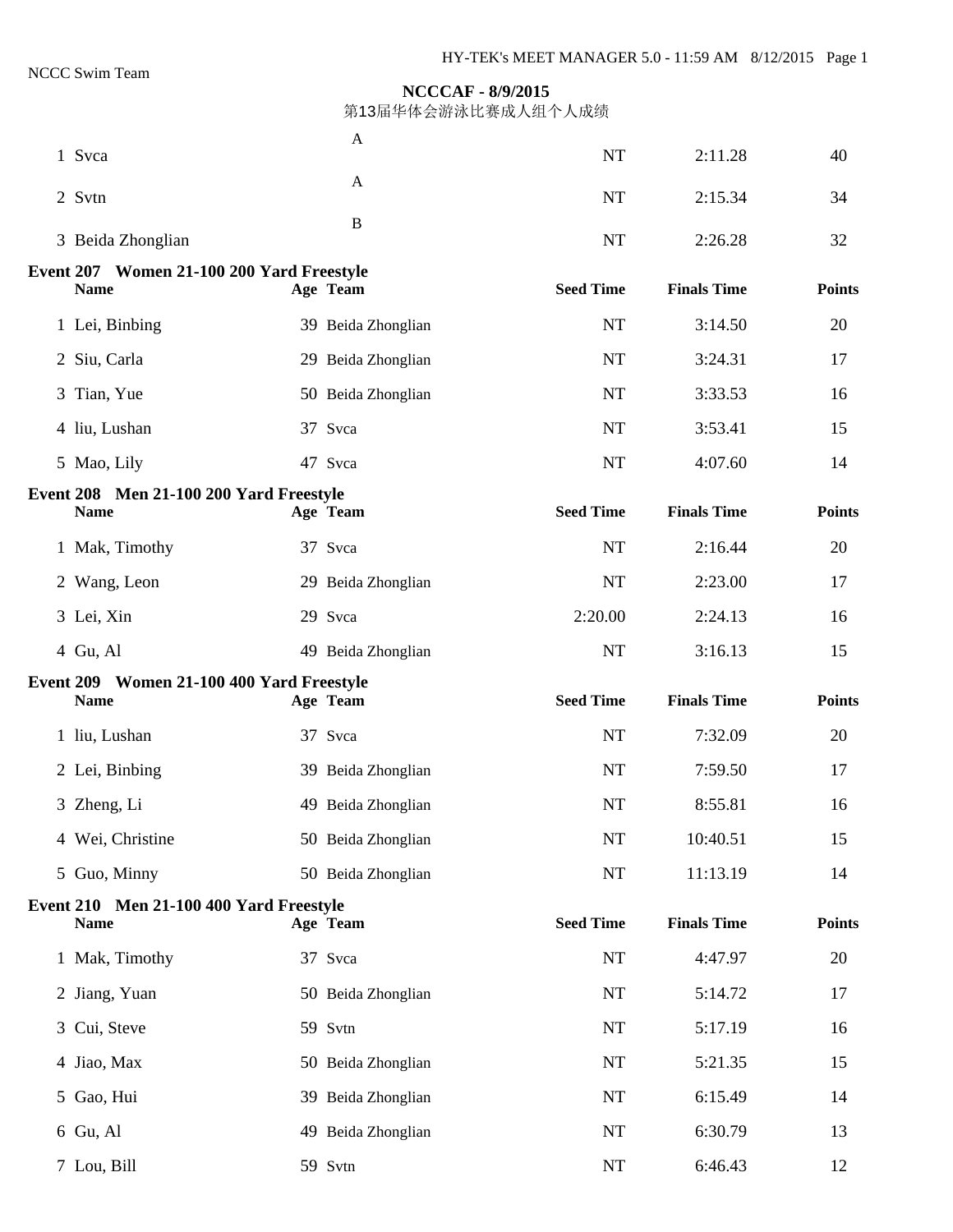**NCCCAF - 8/9/2015**
第13届华体会游泳比赛成人组个人成绩

| | Team | Relay | Seed Time | Finals Time | Points |
|---|---|---|---|---|---|
| 1 | Svca | A | NT | 2:11.28 | 40 |
| 2 | Svtn | A | NT | 2:15.34 | 34 |
| 3 | Beida Zhonglian | B | NT | 2:26.28 | 32 |

**Event 207 Women 21-100 200 Yard Freestyle**

| | Name | Age | Team | Seed Time | Finals Time | Points |
|---|---|---|---|---|---|---|
| 1 | Lei, Binbing | 39 | Beida Zhonglian | NT | 3:14.50 | 20 |
| 2 | Siu, Carla | 29 | Beida Zhonglian | NT | 3:24.31 | 17 |
| 3 | Tian, Yue | 50 | Beida Zhonglian | NT | 3:33.53 | 16 |
| 4 | liu, Lushan | 37 | Svca | NT | 3:53.41 | 15 |
| 5 | Mao, Lily | 47 | Svca | NT | 4:07.60 | 14 |

**Event 208 Men 21-100 200 Yard Freestyle**

| | Name | Age | Team | Seed Time | Finals Time | Points |
|---|---|---|---|---|---|---|
| 1 | Mak, Timothy | 37 | Svca | NT | 2:16.44 | 20 |
| 2 | Wang, Leon | 29 | Beida Zhonglian | NT | 2:23.00 | 17 |
| 3 | Lei, Xin | 29 | Svca | 2:20.00 | 2:24.13 | 16 |
| 4 | Gu, Al | 49 | Beida Zhonglian | NT | 3:16.13 | 15 |

**Event 209 Women 21-100 400 Yard Freestyle**

| | Name | Age | Team | Seed Time | Finals Time | Points |
|---|---|---|---|---|---|---|
| 1 | liu, Lushan | 37 | Svca | NT | 7:32.09 | 20 |
| 2 | Lei, Binbing | 39 | Beida Zhonglian | NT | 7:59.50 | 17 |
| 3 | Zheng, Li | 49 | Beida Zhonglian | NT | 8:55.81 | 16 |
| 4 | Wei, Christine | 50 | Beida Zhonglian | NT | 10:40.51 | 15 |
| 5 | Guo, Minny | 50 | Beida Zhonglian | NT | 11:13.19 | 14 |

**Event 210 Men 21-100 400 Yard Freestyle**

| | Name | Age | Team | Seed Time | Finals Time | Points |
|---|---|---|---|---|---|---|
| 1 | Mak, Timothy | 37 | Svca | NT | 4:47.97 | 20 |
| 2 | Jiang, Yuan | 50 | Beida Zhonglian | NT | 5:14.72 | 17 |
| 3 | Cui, Steve | 59 | Svtn | NT | 5:17.19 | 16 |
| 4 | Jiao, Max | 50 | Beida Zhonglian | NT | 5:21.35 | 15 |
| 5 | Gao, Hui | 39 | Beida Zhonglian | NT | 6:15.49 | 14 |
| 6 | Gu, Al | 49 | Beida Zhonglian | NT | 6:30.79 | 13 |
| 7 | Lou, Bill | 59 | Svtn | NT | 6:46.43 | 12 |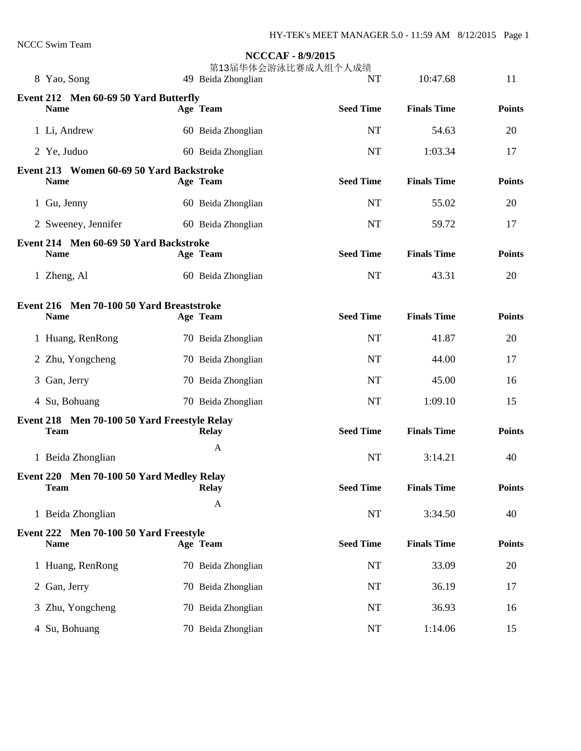NCCCF - 8/9/2015

第13届华体会游泳比赛成人组个人成绩

| | | | | | |
|---|---|---|---|---|---|
| 8 | Yao, Song | 49 Beida Zhonglian | NT | 10:47.68 | 11 |

**Event 212 Men 60-69 50 Yard Butterfly**

| | Name | Age Team | Seed Time | Finals Time | Points |
|---|---|---|---|---|---|
| 1 | Li, Andrew | 60 Beida Zhonglian | NT | 54.63 | 20 |
| 2 | Ye, Juduo | 60 Beida Zhonglian | NT | 1:03.34 | 17 |

**Event 213 Women 60-69 50 Yard Backstroke**

| | Name | Age Team | Seed Time | Finals Time | Points |
|---|---|---|---|---|---|
| 1 | Gu, Jenny | 60 Beida Zhonglian | NT | 55.02 | 20 |
| 2 | Sweeney, Jennifer | 60 Beida Zhonglian | NT | 59.72 | 17 |

**Event 214 Men 60-69 50 Yard Backstroke**

| | Name | Age Team | Seed Time | Finals Time | Points |
|---|---|---|---|---|---|
| 1 | Zheng, Al | 60 Beida Zhonglian | NT | 43.31 | 20 |

**Event 216 Men 70-100 50 Yard Breaststroke**

| | Name | Age Team | Seed Time | Finals Time | Points |
|---|---|---|---|---|---|
| 1 | Huang, RenRong | 70 Beida Zhonglian | NT | 41.87 | 20 |
| 2 | Zhu, Yongcheng | 70 Beida Zhonglian | NT | 44.00 | 17 |
| 3 | Gan, Jerry | 70 Beida Zhonglian | NT | 45.00 | 16 |
| 4 | Su, Bohuang | 70 Beida Zhonglian | NT | 1:09.10 | 15 |

**Event 218 Men 70-100 50 Yard Freestyle Relay**

| | Team | Relay | Seed Time | Finals Time | Points |
|---|---|---|---|---|---|
| 1 | Beida Zhonglian | A | NT | 3:14.21 | 40 |

**Event 220 Men 70-100 50 Yard Medley Relay**

| | Team | Relay | Seed Time | Finals Time | Points |
|---|---|---|---|---|---|
| 1 | Beida Zhonglian | A | NT | 3:34.50 | 40 |

**Event 222 Men 70-100 50 Yard Freestyle**

| | Name | Age Team | Seed Time | Finals Time | Points |
|---|---|---|---|---|---|
| 1 | Huang, RenRong | 70 Beida Zhonglian | NT | 33.09 | 20 |
| 2 | Gan, Jerry | 70 Beida Zhonglian | NT | 36.19 | 17 |
| 3 | Zhu, Yongcheng | 70 Beida Zhonglian | NT | 36.93 | 16 |
| 4 | Su, Bohuang | 70 Beida Zhonglian | NT | 1:14.06 | 15 |